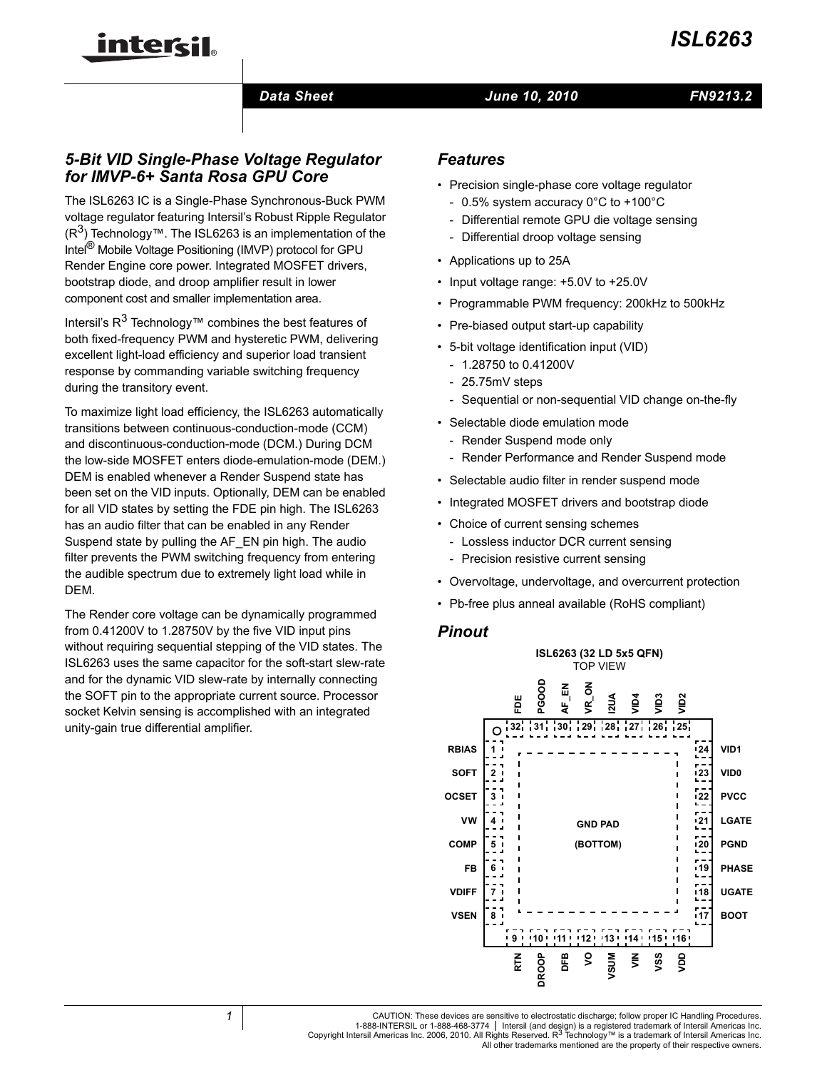# ISL6263

Data Sheet — June 10, 2010 — FN9213.2

## 5-Bit VID Single-Phase Voltage Regulator for IMVP-6+ Santa Rosa GPU Core

The ISL6263 IC is a Single-Phase Synchronous-Buck PWM voltage regulator featuring Intersil's Robust Ripple Regulator ($R^3$) Technology™. The ISL6263 is an implementation of the Intel® Mobile Voltage Positioning (IMVP) protocol for GPU Render Engine core power. Integrated MOSFET drivers, bootstrap diode, and droop amplifier result in lower component cost and smaller implementation area.

Intersil's $R^3$ Technology™ combines the best features of both fixed-frequency PWM and hysteretic PWM, delivering excellent light-load efficiency and superior load transient response by commanding variable switching frequency during the transitory event.

To maximize light load efficiency, the ISL6263 automatically transitions between continuous-conduction-mode (CCM) and discontinuous-conduction-mode (DCM.) During DCM the low-side MOSFET enters diode-emulation-mode (DEM.) DEM is enabled whenever a Render Suspend state has been set on the VID inputs. Optionally, DEM can be enabled for all VID states by setting the FDE pin high. The ISL6263 has an audio filter that can be enabled in any Render Suspend state by pulling the AF_EN pin high. The audio filter prevents the PWM switching frequency from entering the audible spectrum due to extremely light load while in DEM.

The Render core voltage can be dynamically programmed from 0.41200V to 1.28750V by the five VID input pins without requiring sequential stepping of the VID states. The ISL6263 uses the same capacitor for the soft-start slew-rate and for the dynamic VID slew-rate by internally connecting the SOFT pin to the appropriate current source. Processor socket Kelvin sensing is accomplished with an integrated unity-gain true differential amplifier.

## Features

- Precision single-phase core voltage regulator
  - 0.5% system accuracy 0°C to +100°C
  - Differential remote GPU die voltage sensing
  - Differential droop voltage sensing
- Applications up to 25A
- Input voltage range: +5.0V to +25.0V
- Programmable PWM frequency: 200kHz to 500kHz
- Pre-biased output start-up capability
- 5-bit voltage identification input (VID)
  - 1.28750 to 0.41200V
  - 25.75mV steps
  - Sequential or non-sequential VID change on-the-fly
- Selectable diode emulation mode
  - Render Suspend mode only
  - Render Performance and Render Suspend mode
- Selectable audio filter in render suspend mode
- Integrated MOSFET drivers and bootstrap diode
- Choice of current sensing schemes
  - Lossless inductor DCR current sensing
  - Precision resistive current sensing
- Overvoltage, undervoltage, and overcurrent protection
- Pb-free plus anneal available (RoHS compliant)

## Pinout

**ISL6263 (32 LD 5x5 QFN)**
TOP VIEW

| Pin | Name | Pin | Name |
|---|---|---|---|
| 1 | RBIAS | 17 | BOOT |
| 2 | SOFT | 18 | UGATE |
| 3 | OCSET | 19 | PHASE |
| 4 | VW | 20 | PGND |
| 5 | COMP | 21 | LGATE |
| 6 | FB | 22 | PVCC |
| 7 | VDIFF | 23 | VID0 |
| 8 | VSEN | 24 | VID1 |
| 9 | RTN | 25 | VID2 |
| 10 | DROOP | 26 | VID3 |
| 11 | DFB | 27 | VID4 |
| 12 | VO | 28 | I2UA |
| 13 | VSUM | 29 | VR_ON |
| 14 | VIN | 30 | AF_EN |
| 15 | VSS | 31 | PGOOD |
| 16 | VDD | 32 | FDE |

GND PAD (BOTTOM)

CAUTION: These devices are sensitive to electrostatic discharge; follow proper IC Handling Procedures.
1-888-INTERSIL or 1-888-468-3774 | Intersil (and design) is a registered trademark of Intersil Americas Inc.
Copyright Intersil Americas Inc. 2006, 2010. All Rights Reserved. $R^3$ Technology™ is a trademark of Intersil Americas Inc.
All other trademarks mentioned are the property of their respective owners.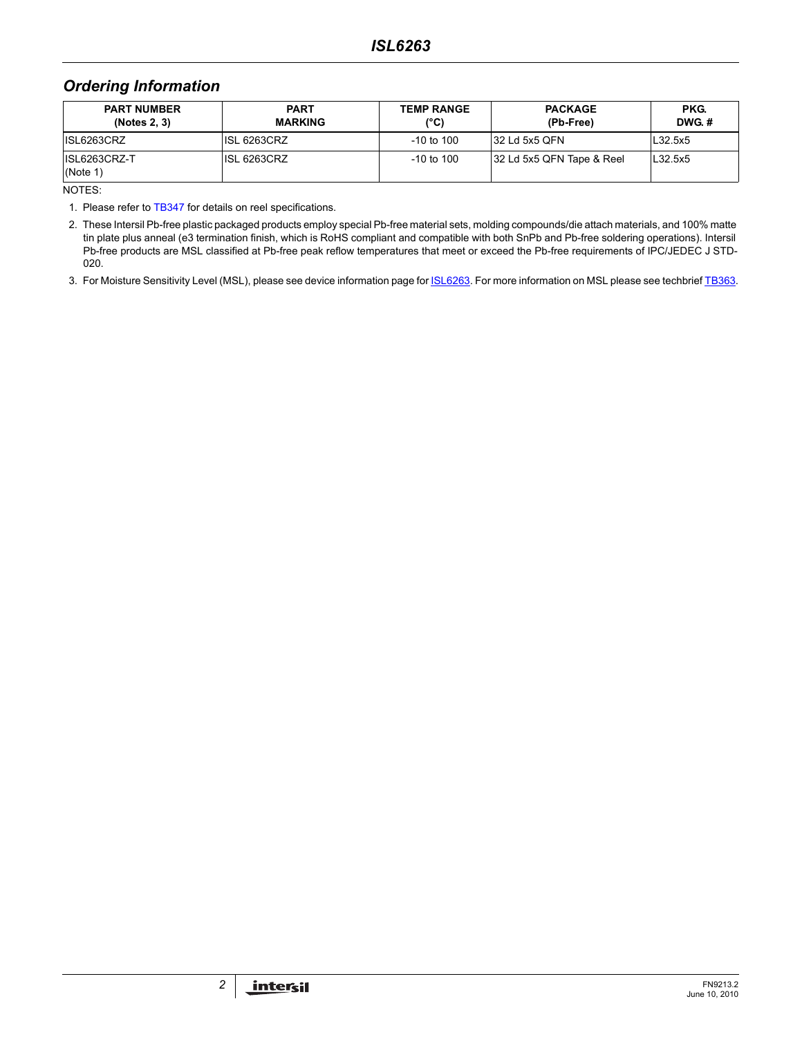## Ordering Information

| PART NUMBER (Notes 2, 3) | PART MARKING | TEMP RANGE (°C) | PACKAGE (Pb-Free) | PKG. DWG. # |
|---|---|---|---|---|
| ISL6263CRZ | ISL 6263CRZ | -10 to 100 | 32 Ld 5x5 QFN | L32.5x5 |
| ISL6263CRZ-T (Note 1) | ISL 6263CRZ | -10 to 100 | 32 Ld 5x5 QFN Tape & Reel | L32.5x5 |

NOTES:

1. Please refer to TB347 for details on reel specifications.
2. These Intersil Pb-free plastic packaged products employ special Pb-free material sets, molding compounds/die attach materials, and 100% matte tin plate plus anneal (e3 termination finish, which is RoHS compliant and compatible with both SnPb and Pb-free soldering operations). Intersil Pb-free products are MSL classified at Pb-free peak reflow temperatures that meet or exceed the Pb-free requirements of IPC/JEDEC J STD-020.
3. For Moisture Sensitivity Level (MSL), please see device information page for ISL6263. For more information on MSL please see techbrief TB363.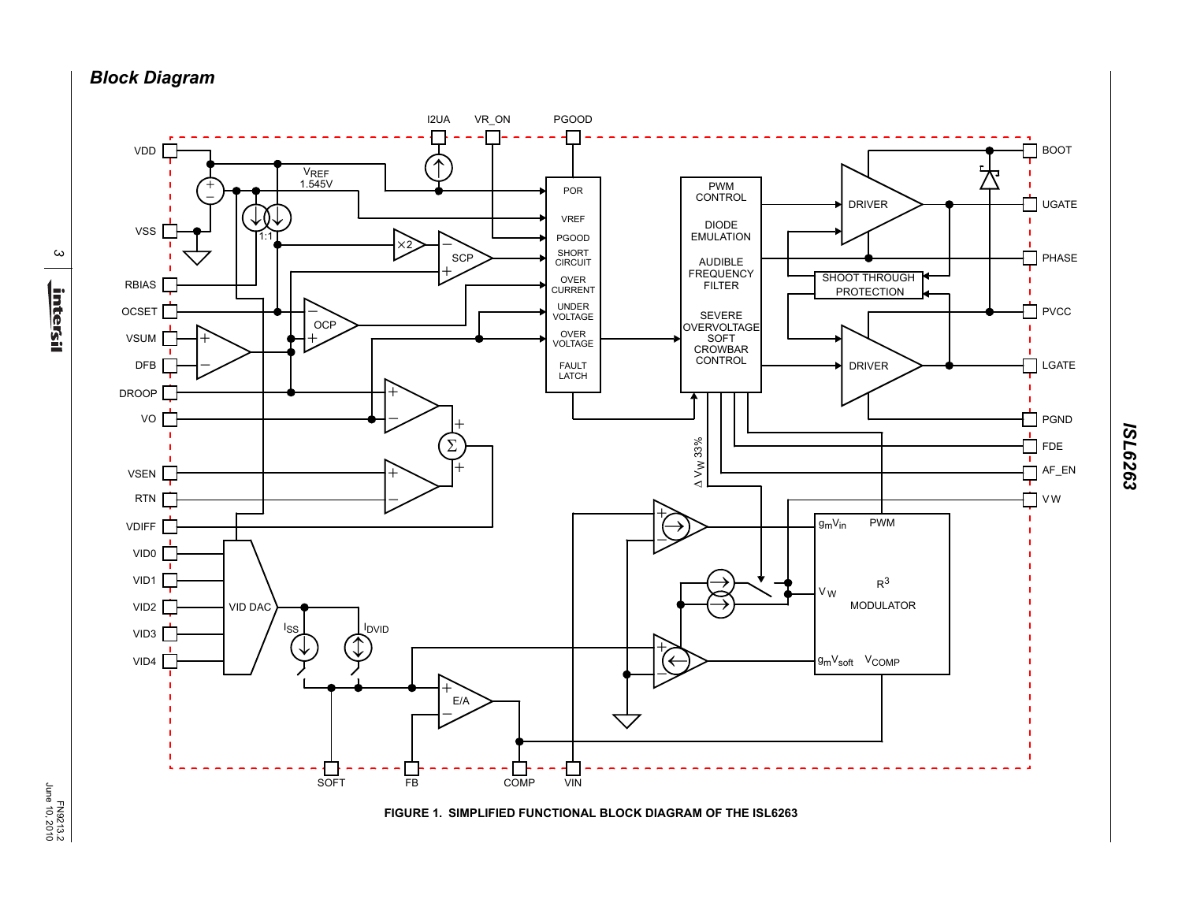## Block Diagram

FIGURE 1. SIMPLIFIED FUNCTIONAL BLOCK DIAGRAM OF THE ISL6263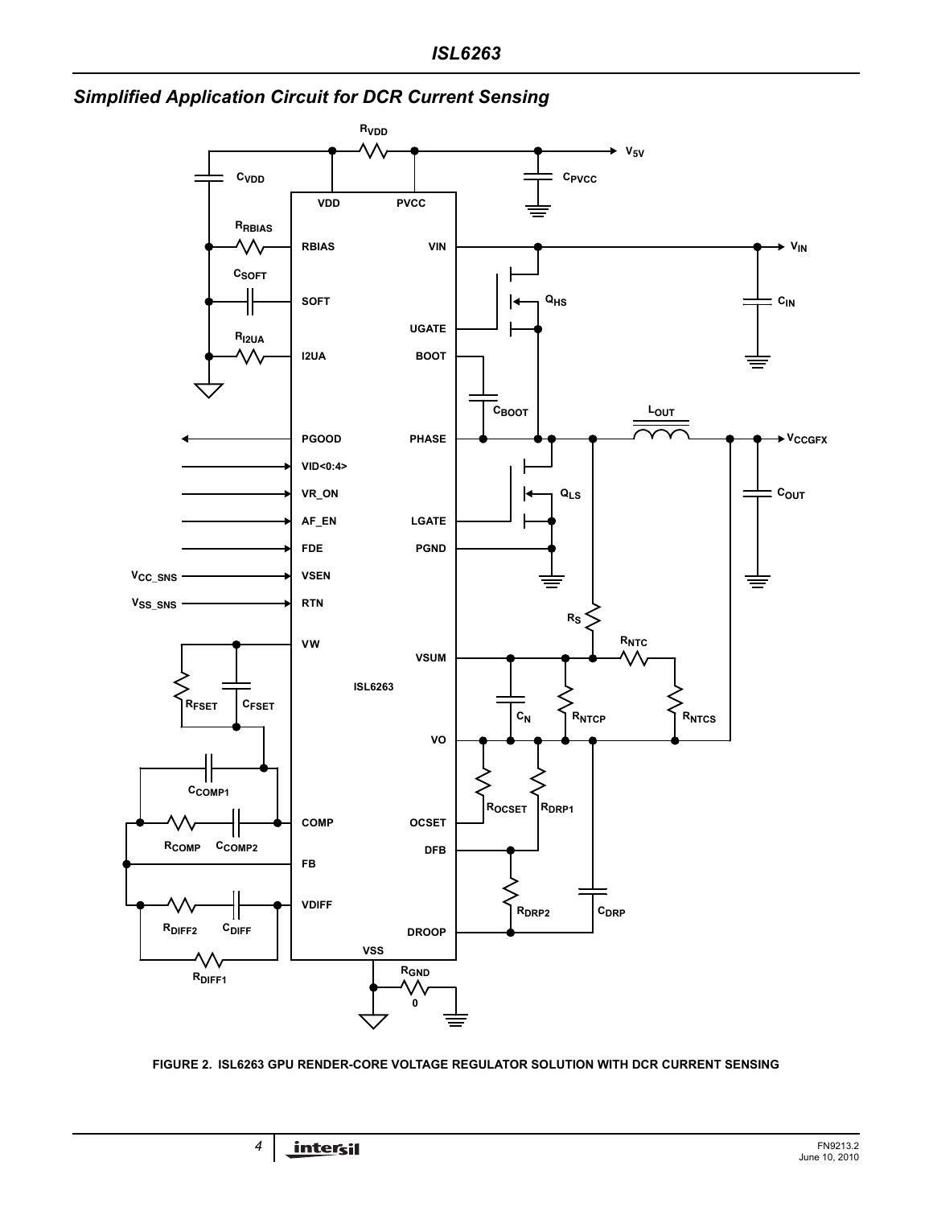## Simplified Application Circuit for DCR Current Sensing

FIGURE 2. ISL6263 GPU RENDER-CORE VOLTAGE REGULATOR SOLUTION WITH DCR CURRENT SENSING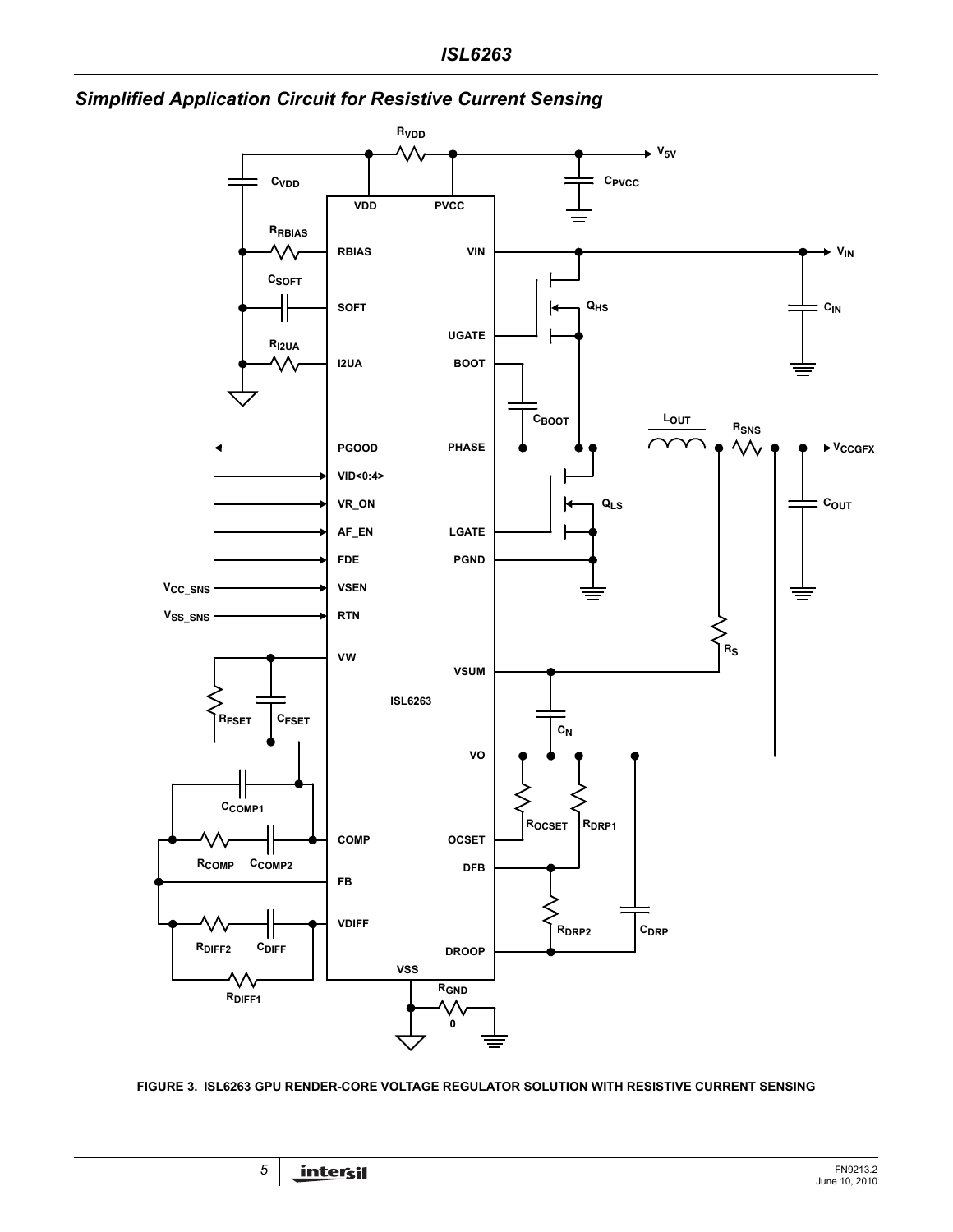## Simplified Application Circuit for Resistive Current Sensing

FIGURE 3. ISL6263 GPU RENDER-CORE VOLTAGE REGULATOR SOLUTION WITH RESISTIVE CURRENT SENSING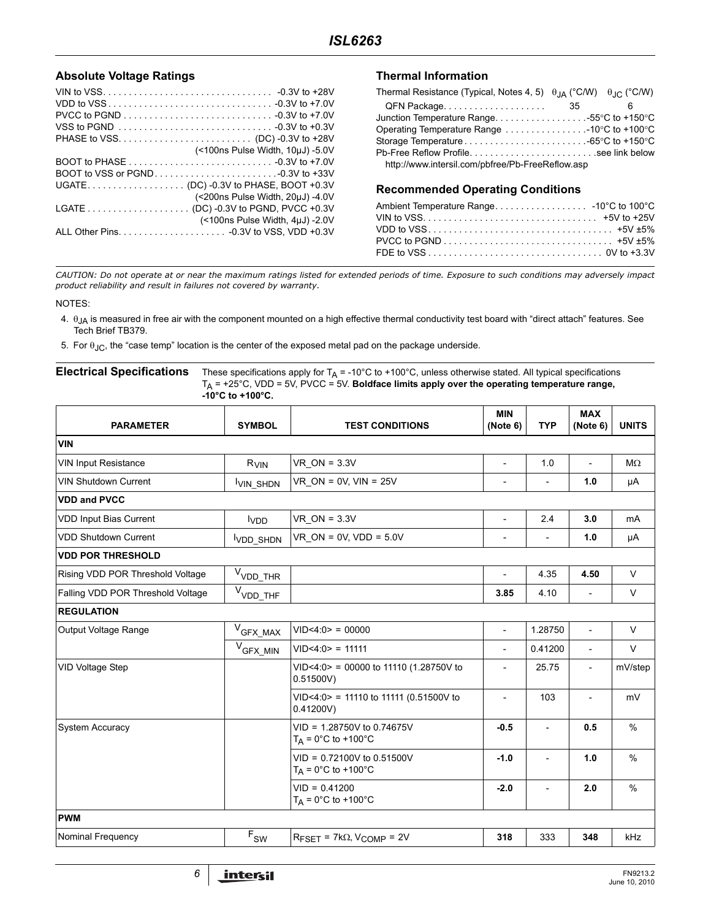## Absolute Voltage Ratings

VIN to VSS. . . . . . . . . . . . . . . . . . . . . . . . . . . . . . . . . -0.3V to +28V
VDD to VSS . . . . . . . . . . . . . . . . . . . . . . . . . . . . . . . . -0.3V to +7.0V
PVCC to PGND . . . . . . . . . . . . . . . . . . . . . . . . . . . . . -0.3V to +7.0V
VSS to PGND . . . . . . . . . . . . . . . . . . . . . . . . . . . . . . -0.3V to +0.3V
PHASE to VSS. . . . . . . . . . . . . . . . . . . . . . . . . . (DC) -0.3V to +28V
(<100ns Pulse Width, 10µJ) -5.0V
BOOT to PHASE . . . . . . . . . . . . . . . . . . . . . . . . . . . . -0.3V to +7.0V
BOOT to VSS or PGND. . . . . . . . . . . . . . . . . . . . . . . . -0.3V to +33V
UGATE. . . . . . . . . . . . . . . . . . . (DC) -0.3V to PHASE, BOOT +0.3V
(<200ns Pulse Width, 20µJ) -4.0V
LGATE . . . . . . . . . . . . . . . . . . . . (DC) -0.3V to PGND, PVCC +0.3V
(<100ns Pulse Width, 4µJ) -2.0V
ALL Other Pins. . . . . . . . . . . . . . . . . . . . . -0.3V to VSS, VDD +0.3V

## Thermal Information

| Thermal Resistance (Typical, Notes 4, 5) | $\theta_{JA}$ (°C/W) | $\theta_{JC}$ (°C/W) |
|---|---|---|
| QFN Package. . . . . . . . . . . . . . . . . . . . | 35 | 6 |

Junction Temperature Range. . . . . . . . . . . . . . . . . .-55°C to +150°C
Operating Temperature Range . . . . . . . . . . . . . . . .-10°C to +100°C
Storage Temperature . . . . . . . . . . . . . . . . . . . . . . . .-65°C to +150°C
Pb-Free Reflow Profile. . . . . . . . . . . . . . . . . . . . . . . . .see link below
http://www.intersil.com/pbfree/Pb-FreeReflow.asp

## Recommended Operating Conditions

Ambient Temperature Range. . . . . . . . . . . . . . . . . . -10°C to 100°C
VIN to VSS. . . . . . . . . . . . . . . . . . . . . . . . . . . . . . . . . . +5V to +25V
VDD to VSS . . . . . . . . . . . . . . . . . . . . . . . . . . . . . . . . . . . +5V ±5%
PVCC to PGND . . . . . . . . . . . . . . . . . . . . . . . . . . . . . . . . +5V ±5%
FDE to VSS . . . . . . . . . . . . . . . . . . . . . . . . . . . . . . . . . 0V to +3.3V

*CAUTION: Do not operate at or near the maximum ratings listed for extended periods of time. Exposure to such conditions may adversely impact product reliability and result in failures not covered by warranty.*

NOTES:

4. $\theta_{JA}$ is measured in free air with the component mounted on a high effective thermal conductivity test board with "direct attach" features. See Tech Brief TB379.
5. For $\theta_{JC}$, the "case temp" location is the center of the exposed metal pad on the package underside.

**Electrical Specifications** These specifications apply for $T_A$ = -10°C to +100°C, unless otherwise stated. All typical specifications $T_A$ = +25°C, VDD = 5V, PVCC = 5V. **Boldface limits apply over the operating temperature range, -10°C to +100°C.**

| PARAMETER | SYMBOL | TEST CONDITIONS | MIN (Note 6) | TYP | MAX (Note 6) | UNITS |
|---|---|---|---|---|---|---|
| **VIN** | | | | | | |
| VIN Input Resistance | $R_{VIN}$ | VR_ON = 3.3V | - | 1.0 | - | MΩ |
| VIN Shutdown Current | $I_{VIN\_SHDN}$ | VR_ON = 0V, VIN = 25V | - | - | **1.0** | µA |
| **VDD and PVCC** | | | | | | |
| VDD Input Bias Current | $I_{VDD}$ | VR_ON = 3.3V | - | 2.4 | **3.0** | mA |
| VDD Shutdown Current | $I_{VDD\_SHDN}$ | VR_ON = 0V, VDD = 5.0V | - | - | **1.0** | µA |
| **VDD POR THRESHOLD** | | | | | | |
| Rising VDD POR Threshold Voltage | $V_{VDD\_THR}$ | | - | 4.35 | **4.50** | V |
| Falling VDD POR Threshold Voltage | $V_{VDD\_THF}$ | | **3.85** | 4.10 | - | V |
| **REGULATION** | | | | | | |
| Output Voltage Range | $V_{GFX\_MAX}$ | VID<4:0> = 00000 | - | 1.28750 | - | V |
| | $V_{GFX\_MIN}$ | VID<4:0> = 11111 | - | 0.41200 | - | V |
| VID Voltage Step | | VID<4:0> = 00000 to 11110 (1.28750V to 0.51500V) | - | 25.75 | - | mV/step |
| | | VID<4:0> = 11110 to 11111 (0.51500V to 0.41200V) | - | 103 | - | mV |
| System Accuracy | | VID = 1.28750V to 0.74675V $T_A$ = 0°C to +100°C | **-0.5** | - | **0.5** | % |
| | | VID = 0.72100V to 0.51500V $T_A$ = 0°C to +100°C | **-1.0** | - | **1.0** | % |
| | | VID = 0.41200 $T_A$ = 0°C to +100°C | **-2.0** | - | **2.0** | % |
| **PWM** | | | | | | |
| Nominal Frequency | $F_{SW}$ | $R_{FSET}$ = 7kΩ, $V_{COMP}$ = 2V | **318** | 333 | **348** | kHz |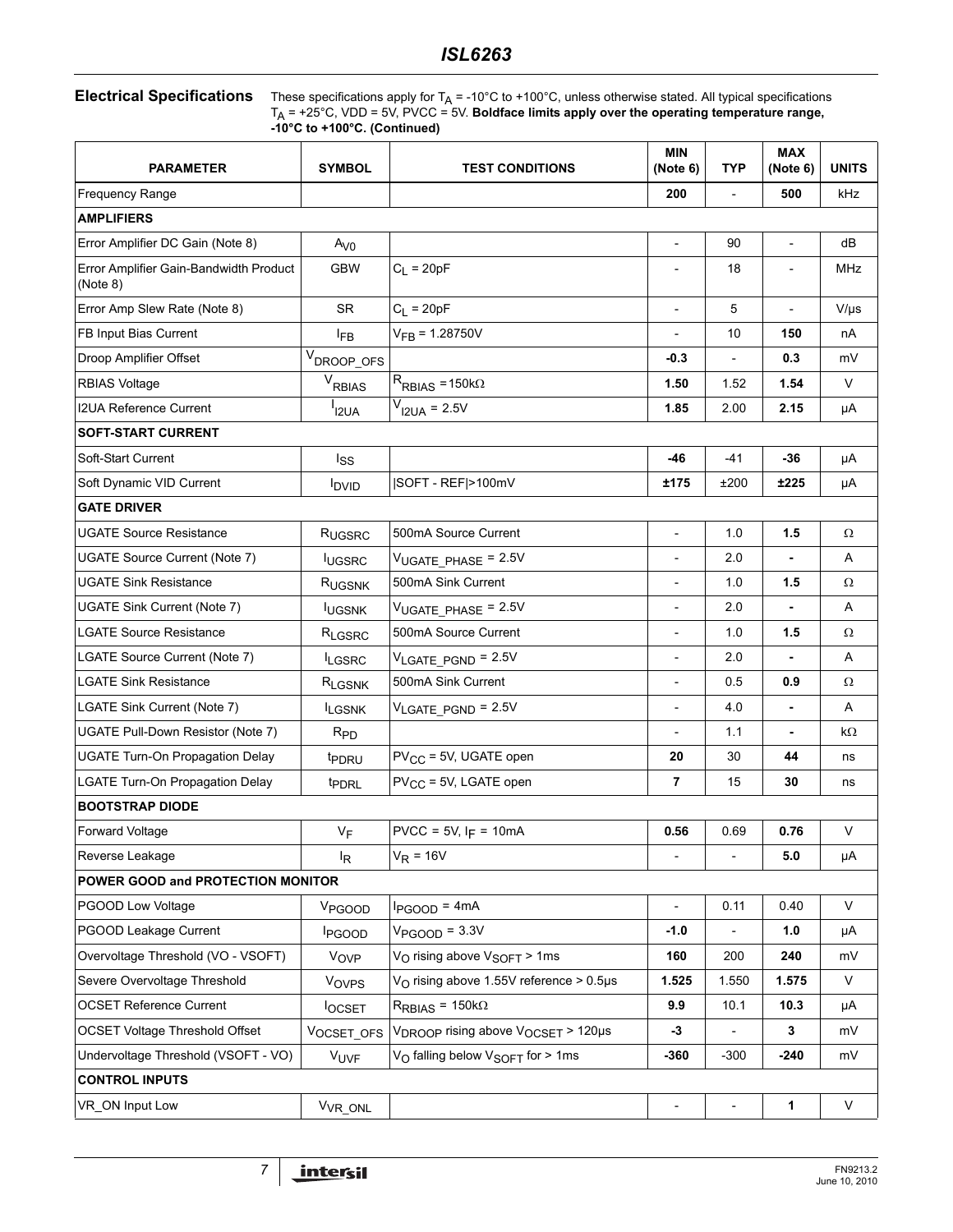**Electrical Specifications** These specifications apply for $T_A$ = -10°C to +100°C, unless otherwise stated. All typical specifications $T_A$ = +25°C, VDD = 5V, PVCC = 5V. **Boldface limits apply over the operating temperature range, -10°C to +100°C. (Continued)**

| PARAMETER | SYMBOL | TEST CONDITIONS | MIN (Note 6) | TYP | MAX (Note 6) | UNITS |
|---|---|---|---|---|---|---|
| Frequency Range | | | **200** | - | **500** | kHz |
| **AMPLIFIERS** | | | | | | |
| Error Amplifier DC Gain (Note 8) | $A_{V0}$ | | - | 90 | - | dB |
| Error Amplifier Gain-Bandwidth Product (Note 8) | GBW | $C_L$ = 20pF | - | 18 | - | MHz |
| Error Amp Slew Rate (Note 8) | SR | $C_L$ = 20pF | - | 5 | - | V/µs |
| FB Input Bias Current | $I_{FB}$ | $V_{FB}$ = 1.28750V | - | 10 | **150** | nA |
| Droop Amplifier Offset | $V_{DROOP\_OFS}$ | | **-0.3** | - | **0.3** | mV |
| RBIAS Voltage | $V_{RBIAS}$ | $R_{RBIAS}$ = 150kΩ | **1.50** | 1.52 | **1.54** | V |
| I2UA Reference Current | $I_{I2UA}$ | $V_{I2UA}$ = 2.5V | **1.85** | 2.00 | **2.15** | µA |
| **SOFT-START CURRENT** | | | | | | |
| Soft-Start Current | $I_{SS}$ | | **-46** | -41 | **-36** | µA |
| Soft Dynamic VID Current | $I_{DVID}$ | \|SOFT - REF\|>100mV | **±175** | ±200 | **±225** | µA |
| **GATE DRIVER** | | | | | | |
| UGATE Source Resistance | $R_{UGSRC}$ | 500mA Source Current | - | 1.0 | **1.5** | Ω |
| UGATE Source Current (Note 7) | $I_{UGSRC}$ | $V_{UGATE\_PHASE}$ = 2.5V | - | 2.0 | **-** | A |
| UGATE Sink Resistance | $R_{UGSNK}$ | 500mA Sink Current | - | 1.0 | **1.5** | Ω |
| UGATE Sink Current (Note 7) | $I_{UGSNK}$ | $V_{UGATE\_PHASE}$ = 2.5V | - | 2.0 | **-** | A |
| LGATE Source Resistance | $R_{LGSRC}$ | 500mA Source Current | - | 1.0 | **1.5** | Ω |
| LGATE Source Current (Note 7) | $I_{LGSRC}$ | $V_{LGATE\_PGND}$ = 2.5V | - | 2.0 | **-** | A |
| LGATE Sink Resistance | $R_{LGSNK}$ | 500mA Sink Current | - | 0.5 | **0.9** | Ω |
| LGATE Sink Current (Note 7) | $I_{LGSNK}$ | $V_{LGATE\_PGND}$ = 2.5V | - | 4.0 | **-** | A |
| UGATE Pull-Down Resistor (Note 7) | $R_{PD}$ | | - | 1.1 | **-** | kΩ |
| UGATE Turn-On Propagation Delay | $t_{PDRU}$ | $PV_{CC}$ = 5V, UGATE open | **20** | 30 | **44** | ns |
| LGATE Turn-On Propagation Delay | $t_{PDRL}$ | $PV_{CC}$ = 5V, LGATE open | **7** | 15 | **30** | ns |
| **BOOTSTRAP DIODE** | | | | | | |
| Forward Voltage | $V_F$ | PVCC = 5V, $I_F$ = 10mA | **0.56** | 0.69 | **0.76** | V |
| Reverse Leakage | $I_R$ | $V_R$ = 16V | - | - | **5.0** | µA |
| **POWER GOOD and PROTECTION MONITOR** | | | | | | |
| PGOOD Low Voltage | $V_{PGOOD}$ | $I_{PGOOD}$ = 4mA | - | 0.11 | 0.40 | V |
| PGOOD Leakage Current | $I_{PGOOD}$ | $V_{PGOOD}$ = 3.3V | **-1.0** | - | **1.0** | µA |
| Overvoltage Threshold (VO - VSOFT) | $V_{OVP}$ | $V_O$ rising above $V_{SOFT}$ > 1ms | **160** | 200 | **240** | mV |
| Severe Overvoltage Threshold | $V_{OVPS}$ | $V_O$ rising above 1.55V reference > 0.5µs | **1.525** | 1.550 | **1.575** | V |
| OCSET Reference Current | $I_{OCSET}$ | $R_{RBIAS}$ = 150kΩ | **9.9** | 10.1 | **10.3** | µA |
| OCSET Voltage Threshold Offset | $V_{OCSET\_OFS}$ | $V_{DROOP}$ rising above $V_{OCSET}$ > 120µs | **-3** | - | **3** | mV |
| Undervoltage Threshold (VSOFT - VO) | $V_{UVF}$ | $V_O$ falling below $V_{SOFT}$ for > 1ms | **-360** | -300 | **-240** | mV |
| **CONTROL INPUTS** | | | | | | |
| VR_ON Input Low | $V_{VR\_ONL}$ | | - | - | **1** | V |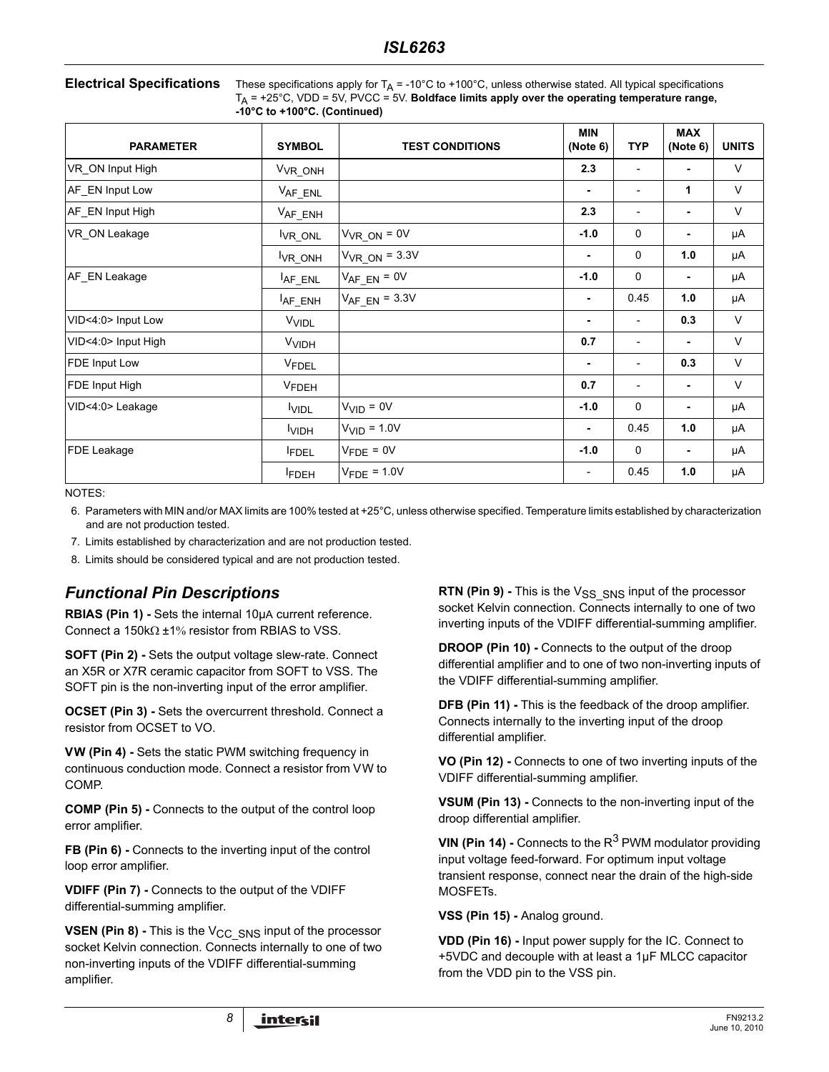**Electrical Specifications** These specifications apply for $T_A$ = -10°C to +100°C, unless otherwise stated. All typical specifications $T_A$ = +25°C, VDD = 5V, PVCC = 5V. **Boldface limits apply over the operating temperature range, -10°C to +100°C. (Continued)**

| PARAMETER | SYMBOL | TEST CONDITIONS | MIN (Note 6) | TYP | MAX (Note 6) | UNITS |
|---|---|---|---|---|---|---|
| VR_ON Input High | $V_{VR\_ONH}$ | | **2.3** | - | **-** | V |
| AF_EN Input Low | $V_{AF\_ENL}$ | | **-** | - | **1** | V |
| AF_EN Input High | $V_{AF\_ENH}$ | | **2.3** | - | **-** | V |
| VR_ON Leakage | $I_{VR\_ONL}$ | $V_{VR\_ON}$ = 0V | **-1.0** | 0 | **-** | µA |
| | $I_{VR\_ONH}$ | $V_{VR\_ON}$ = 3.3V | **-** | 0 | **1.0** | µA |
| AF_EN Leakage | $I_{AF\_ENL}$ | $V_{AF\_EN}$ = 0V | **-1.0** | 0 | **-** | µA |
| | $I_{AF\_ENH}$ | $V_{AF\_EN}$ = 3.3V | **-** | 0.45 | **1.0** | µA |
| VID<4:0> Input Low | $V_{VIDL}$ | | **-** | - | **0.3** | V |
| VID<4:0> Input High | $V_{VIDH}$ | | **0.7** | - | **-** | V |
| FDE Input Low | $V_{FDEL}$ | | **-** | - | **0.3** | V |
| FDE Input High | $V_{FDEH}$ | | **0.7** | - | **-** | V |
| VID<4:0> Leakage | $I_{VIDL}$ | $V_{VID}$ = 0V | **-1.0** | 0 | **-** | µA |
| | $I_{VIDH}$ | $V_{VID}$ = 1.0V | **-** | 0.45 | **1.0** | µA |
| FDE Leakage | $I_{FDEL}$ | $V_{FDE}$ = 0V | **-1.0** | 0 | **-** | µA |
| | $I_{FDEH}$ | $V_{FDE}$ = 1.0V | - | 0.45 | **1.0** | µA |

NOTES:

6. Parameters with MIN and/or MAX limits are 100% tested at +25°C, unless otherwise specified. Temperature limits established by characterization and are not production tested.
7. Limits established by characterization and are not production tested.
8. Limits should be considered typical and are not production tested.

## *Functional Pin Descriptions*

**RBIAS (Pin 1) -** Sets the internal 10µA current reference. Connect a 150kΩ ±1% resistor from RBIAS to VSS.

**SOFT (Pin 2) -** Sets the output voltage slew-rate. Connect an X5R or X7R ceramic capacitor from SOFT to VSS. The SOFT pin is the non-inverting input of the error amplifier.

**OCSET (Pin 3) -** Sets the overcurrent threshold. Connect a resistor from OCSET to VO.

**VW (Pin 4) -** Sets the static PWM switching frequency in continuous conduction mode. Connect a resistor from VW to COMP.

**COMP (Pin 5) -** Connects to the output of the control loop error amplifier.

**FB (Pin 6) -** Connects to the inverting input of the control loop error amplifier.

**VDIFF (Pin 7) -** Connects to the output of the VDIFF differential-summing amplifier.

**VSEN (Pin 8) -** This is the $V_{CC\_SNS}$ input of the processor socket Kelvin connection. Connects internally to one of two non-inverting inputs of the VDIFF differential-summing amplifier.

**RTN (Pin 9) -** This is the $V_{SS\_SNS}$ input of the processor socket Kelvin connection. Connects internally to one of two inverting inputs of the VDIFF differential-summing amplifier.

**DROOP (Pin 10) -** Connects to the output of the droop differential amplifier and to one of two non-inverting inputs of the VDIFF differential-summing amplifier.

**DFB (Pin 11) -** This is the feedback of the droop amplifier. Connects internally to the inverting input of the droop differential amplifier.

**VO (Pin 12) -** Connects to one of two inverting inputs of the VDIFF differential-summing amplifier.

**VSUM (Pin 13) -** Connects to the non-inverting input of the droop differential amplifier.

**VIN (Pin 14) -** Connects to the $R^3$ PWM modulator providing input voltage feed-forward. For optimum input voltage transient response, connect near the drain of the high-side MOSFETs.

**VSS (Pin 15) -** Analog ground.

**VDD (Pin 16) -** Input power supply for the IC. Connect to +5VDC and decouple with at least a 1µF MLCC capacitor from the VDD pin to the VSS pin.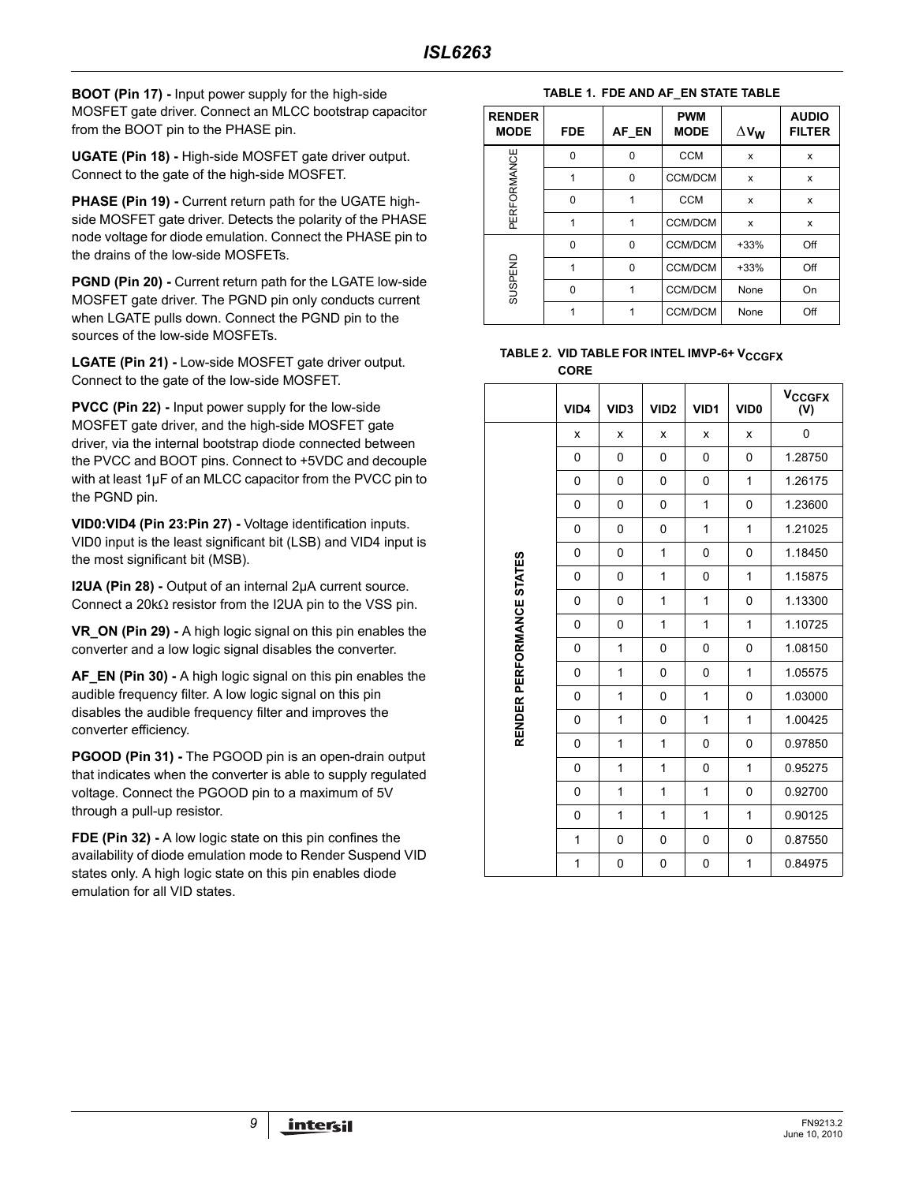**BOOT (Pin 17) -** Input power supply for the high-side MOSFET gate driver. Connect an MLCC bootstrap capacitor from the BOOT pin to the PHASE pin.

**UGATE (Pin 18) -** High-side MOSFET gate driver output. Connect to the gate of the high-side MOSFET.

**PHASE (Pin 19) -** Current return path for the UGATE high-side MOSFET gate driver. Detects the polarity of the PHASE node voltage for diode emulation. Connect the PHASE pin to the drains of the low-side MOSFETs.

**PGND (Pin 20) -** Current return path for the LGATE low-side MOSFET gate driver. The PGND pin only conducts current when LGATE pulls down. Connect the PGND pin to the sources of the low-side MOSFETs.

**LGATE (Pin 21) -** Low-side MOSFET gate driver output. Connect to the gate of the low-side MOSFET.

**PVCC (Pin 22) -** Input power supply for the low-side MOSFET gate driver, and the high-side MOSFET gate driver, via the internal bootstrap diode connected between the PVCC and BOOT pins. Connect to +5VDC and decouple with at least 1µF of an MLCC capacitor from the PVCC pin to the PGND pin.

**VID0:VID4 (Pin 23:Pin 27) -** Voltage identification inputs. VID0 input is the least significant bit (LSB) and VID4 input is the most significant bit (MSB).

**I2UA (Pin 28) -** Output of an internal 2µA current source. Connect a 20kΩ resistor from the I2UA pin to the VSS pin.

**VR_ON (Pin 29) -** A high logic signal on this pin enables the converter and a low logic signal disables the converter.

**AF_EN (Pin 30) -** A high logic signal on this pin enables the audible frequency filter. A low logic signal on this pin disables the audible frequency filter and improves the converter efficiency.

**PGOOD (Pin 31) -** The PGOOD pin is an open-drain output that indicates when the converter is able to supply regulated voltage. Connect the PGOOD pin to a maximum of 5V through a pull-up resistor.

**FDE (Pin 32) -** A low logic state on this pin confines the availability of diode emulation mode to Render Suspend VID states only. A high logic state on this pin enables diode emulation for all VID states.

**TABLE 1. FDE AND AF_EN STATE TABLE**

| RENDER MODE | FDE | AF_EN | PWM MODE | $\Delta V_W$ | AUDIO FILTER |
|---|---|---|---|---|---|
| PERFORMANCE | 0 | 0 | CCM | x | x |
| | 1 | 0 | CCM/DCM | x | x |
| | 0 | 1 | CCM | x | x |
| | 1 | 1 | CCM/DCM | x | x |
| SUSPEND | 0 | 0 | CCM/DCM | +33% | Off |
| | 1 | 0 | CCM/DCM | +33% | Off |
| | 0 | 1 | CCM/DCM | None | On |
| | 1 | 1 | CCM/DCM | None | Off |

**TABLE 2. VID TABLE FOR INTEL IMVP-6+ $V_{CCGFX}$ CORE**

| | VID4 | VID3 | VID2 | VID1 | VID0 | $V_{CCGFX}$ (V) |
|---|---|---|---|---|---|---|
| RENDER PERFORMANCE STATES | x | x | x | x | x | 0 |
| | 0 | 0 | 0 | 0 | 0 | 1.28750 |
| | 0 | 0 | 0 | 0 | 1 | 1.26175 |
| | 0 | 0 | 0 | 1 | 0 | 1.23600 |
| | 0 | 0 | 0 | 1 | 1 | 1.21025 |
| | 0 | 0 | 1 | 0 | 0 | 1.18450 |
| | 0 | 0 | 1 | 0 | 1 | 1.15875 |
| | 0 | 0 | 1 | 1 | 0 | 1.13300 |
| | 0 | 0 | 1 | 1 | 1 | 1.10725 |
| | 0 | 1 | 0 | 0 | 0 | 1.08150 |
| | 0 | 1 | 0 | 0 | 1 | 1.05575 |
| | 0 | 1 | 0 | 1 | 0 | 1.03000 |
| | 0 | 1 | 0 | 1 | 1 | 1.00425 |
| | 0 | 1 | 1 | 0 | 0 | 0.97850 |
| | 0 | 1 | 1 | 0 | 1 | 0.95275 |
| | 0 | 1 | 1 | 1 | 0 | 0.92700 |
| | 0 | 1 | 1 | 1 | 1 | 0.90125 |
| | 1 | 0 | 0 | 0 | 0 | 0.87550 |
| | 1 | 0 | 0 | 0 | 1 | 0.84975 |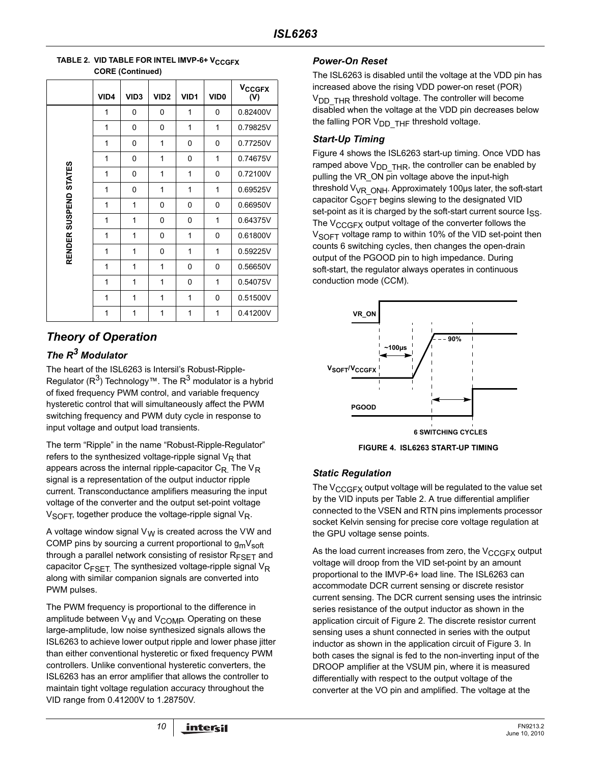**TABLE 2. VID TABLE FOR INTEL IMVP-6+ $V_{CCGFX}$ CORE (Continued)**

| | VID4 | VID3 | VID2 | VID1 | VID0 | $V_{CCGFX}$ (V) |
|---|---|---|---|---|---|---|
| RENDER SUSPEND STATES | 1 | 0 | 0 | 1 | 0 | 0.82400V |
| | 1 | 0 | 0 | 1 | 1 | 0.79825V |
| | 1 | 0 | 1 | 0 | 0 | 0.77250V |
| | 1 | 0 | 1 | 0 | 1 | 0.74675V |
| | 1 | 0 | 1 | 1 | 0 | 0.72100V |
| | 1 | 0 | 1 | 1 | 1 | 0.69525V |
| | 1 | 1 | 0 | 0 | 0 | 0.66950V |
| | 1 | 1 | 0 | 0 | 1 | 0.64375V |
| | 1 | 1 | 0 | 1 | 0 | 0.61800V |
| | 1 | 1 | 0 | 1 | 1 | 0.59225V |
| | 1 | 1 | 1 | 0 | 0 | 0.56650V |
| | 1 | 1 | 1 | 0 | 1 | 0.54075V |
| | 1 | 1 | 1 | 1 | 0 | 0.51500V |
| | 1 | 1 | 1 | 1 | 1 | 0.41200V |

## Theory of Operation

### The $R^3$ Modulator

The heart of the ISL6263 is Intersil's Robust-Ripple-Regulator ($R^3$) Technology™. The $R^3$ modulator is a hybrid of fixed frequency PWM control, and variable frequency hysteretic control that will simultaneously affect the PWM switching frequency and PWM duty cycle in response to input voltage and output load transients.

The term "Ripple" in the name "Robust-Ripple-Regulator" refers to the synthesized voltage-ripple signal $V_R$ that appears across the internal ripple-capacitor $C_R$. The $V_R$ signal is a representation of the output inductor ripple current. Transconductance amplifiers measuring the input voltage of the converter and the output set-point voltage $V_{SOFT}$, together produce the voltage-ripple signal $V_R$.

A voltage window signal $V_W$ is created across the VW and COMP pins by sourcing a current proportional to $g_m V_{soft}$ through a parallel network consisting of resistor $R_{FSET}$ and capacitor $C_{FSET}$. The synthesized voltage-ripple signal $V_R$ along with similar companion signals are converted into PWM pulses.

The PWM frequency is proportional to the difference in amplitude between $V_W$ and $V_{COMP}$. Operating on these large-amplitude, low noise synthesized signals allows the ISL6263 to achieve lower output ripple and lower phase jitter than either conventional hysteretic or fixed frequency PWM controllers. Unlike conventional hysteretic converters, the ISL6263 has an error amplifier that allows the controller to maintain tight voltage regulation accuracy throughout the VID range from 0.41200V to 1.28750V.

### Power-On Reset

The ISL6263 is disabled until the voltage at the VDD pin has increased above the rising VDD power-on reset (POR) $V_{DD\_THR}$ threshold voltage. The controller will become disabled when the voltage at the VDD pin decreases below the falling POR $V_{DD\_THF}$ threshold voltage.

### Start-Up Timing

Figure 4 shows the ISL6263 start-up timing. Once VDD has ramped above $V_{DD\_THR}$, the controller can be enabled by pulling the VR_ON pin voltage above the input-high threshold $V_{VR\_ONH}$. Approximately 100µs later, the soft-start capacitor $C_{SOFT}$ begins slewing to the designated VID set-point as it is charged by the soft-start current source $I_{SS}$. The $V_{CCGFX}$ output voltage of the converter follows the $V_{SOFT}$ voltage ramp to within 10% of the VID set-point then counts 6 switching cycles, then changes the open-drain output of the PGOOD pin to high impedance. During soft-start, the regulator always operates in continuous conduction mode (CCM).

FIGURE 4. ISL6263 START-UP TIMING

### Static Regulation

The $V_{CCGFX}$ output voltage will be regulated to the value set by the VID inputs per Table 2. A true differential amplifier connected to the VSEN and RTN pins implements processor socket Kelvin sensing for precise core voltage regulation at the GPU voltage sense points.

As the load current increases from zero, the $V_{CCGFX}$ output voltage will droop from the VID set-point by an amount proportional to the IMVP-6+ load line. The ISL6263 can accommodate DCR current sensing or discrete resistor current sensing. The DCR current sensing uses the intrinsic series resistance of the output inductor as shown in the application circuit of Figure 2. The discrete resistor current sensing uses a shunt connected in series with the output inductor as shown in the application circuit of Figure 3. In both cases the signal is fed to the non-inverting input of the DROOP amplifier at the VSUM pin, where it is measured differentially with respect to the output voltage of the converter at the VO pin and amplified. The voltage at the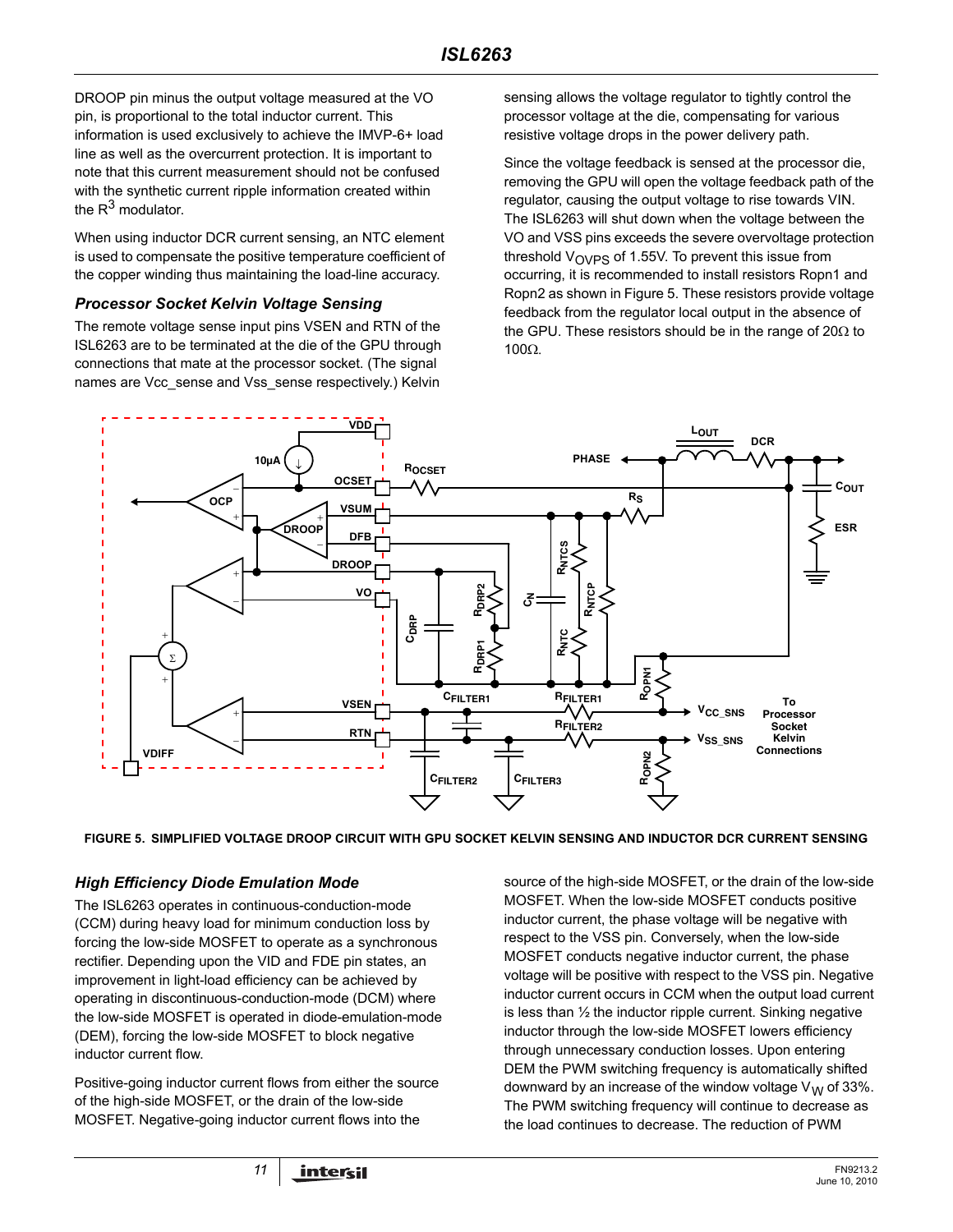DROOP pin minus the output voltage measured at the VO pin, is proportional to the total inductor current. This information is used exclusively to achieve the IMVP-6+ load line as well as the overcurrent protection. It is important to note that this current measurement should not be confused with the synthetic current ripple information created within the $R^3$ modulator.

When using inductor DCR current sensing, an NTC element is used to compensate the positive temperature coefficient of the copper winding thus maintaining the load-line accuracy.

### *Processor Socket Kelvin Voltage Sensing*

The remote voltage sense input pins VSEN and RTN of the ISL6263 are to be terminated at the die of the GPU through connections that mate at the processor socket. (The signal names are Vcc_sense and Vss_sense respectively.) Kelvin sensing allows the voltage regulator to tightly control the processor voltage at the die, compensating for various resistive voltage drops in the power delivery path.

Since the voltage feedback is sensed at the processor die, removing the GPU will open the voltage feedback path of the regulator, causing the output voltage to rise towards VIN. The ISL6263 will shut down when the voltage between the VO and VSS pins exceeds the severe overvoltage protection threshold $V_{OVPS}$ of 1.55V. To prevent this issue from occurring, it is recommended to install resistors Ropn1 and Ropn2 as shown in Figure 5. These resistors provide voltage feedback from the regulator local output in the absence of the GPU. These resistors should be in the range of 20Ω to 100Ω.

**FIGURE 5. SIMPLIFIED VOLTAGE DROOP CIRCUIT WITH GPU SOCKET KELVIN SENSING AND INDUCTOR DCR CURRENT SENSING**

### *High Efficiency Diode Emulation Mode*

The ISL6263 operates in continuous-conduction-mode (CCM) during heavy load for minimum conduction loss by forcing the low-side MOSFET to operate as a synchronous rectifier. Depending upon the VID and FDE pin states, an improvement in light-load efficiency can be achieved by operating in discontinuous-conduction-mode (DCM) where the low-side MOSFET is operated in diode-emulation-mode (DEM), forcing the low-side MOSFET to block negative inductor current flow.

Positive-going inductor current flows from either the source of the high-side MOSFET, or the drain of the low-side MOSFET. Negative-going inductor current flows into the source of the high-side MOSFET, or the drain of the low-side MOSFET. When the low-side MOSFET conducts positive inductor current, the phase voltage will be negative with respect to the VSS pin. Conversely, when the low-side MOSFET conducts negative inductor current, the phase voltage will be positive with respect to the VSS pin. Negative inductor current occurs in CCM when the output load current is less than ½ the inductor ripple current. Sinking negative inductor through the low-side MOSFET lowers efficiency through unnecessary conduction losses. Upon entering DEM the PWM switching frequency is automatically shifted downward by an increase of the window voltage $V_W$ of 33%. The PWM switching frequency will continue to decrease as the load continues to decrease. The reduction of PWM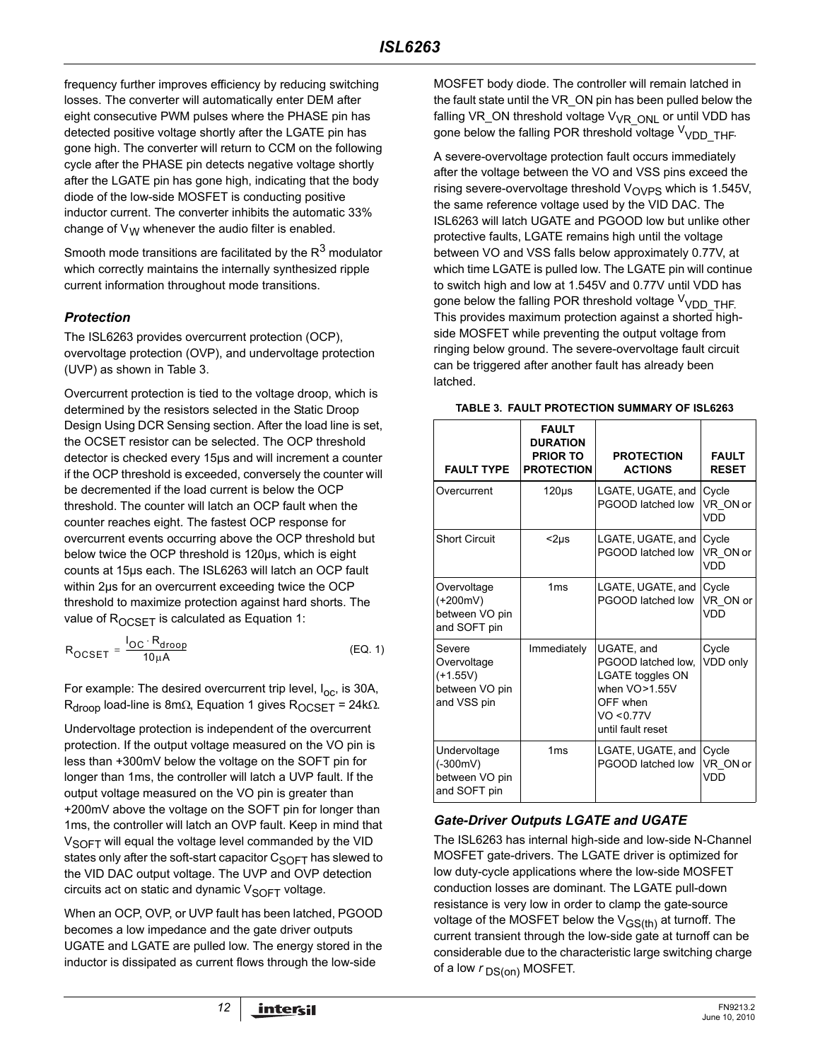frequency further improves efficiency by reducing switching losses. The converter will automatically enter DEM after eight consecutive PWM pulses where the PHASE pin has detected positive voltage shortly after the LGATE pin has gone high. The converter will return to CCM on the following cycle after the PHASE pin detects negative voltage shortly after the LGATE pin has gone high, indicating that the body diode of the low-side MOSFET is conducting positive inductor current. The converter inhibits the automatic 33% change of $V_W$ whenever the audio filter is enabled.

Smooth mode transitions are facilitated by the $R^3$ modulator which correctly maintains the internally synthesized ripple current information throughout mode transitions.

### *Protection*

The ISL6263 provides overcurrent protection (OCP), overvoltage protection (OVP), and undervoltage protection (UVP) as shown in Table 3.

Overcurrent protection is tied to the voltage droop, which is determined by the resistors selected in the Static Droop Design Using DCR Sensing section. After the load line is set, the OCSET resistor can be selected. The OCP threshold detector is checked every 15µs and will increment a counter if the OCP threshold is exceeded, conversely the counter will be decremented if the load current is below the OCP threshold. The counter will latch an OCP fault when the counter reaches eight. The fastest OCP response for overcurrent events occurring above the OCP threshold but below twice the OCP threshold is 120µs, which is eight counts at 15µs each. The ISL6263 will latch an OCP fault within 2µs for an overcurrent exceeding twice the OCP threshold to maximize protection against hard shorts. The value of $R_{OCSET}$ is calculated as Equation 1:

$$R_{OCSET} = \frac{I_{OC} \cdot R_{droop}}{10\mu A} \qquad \text{(EQ. 1)}$$

For example: The desired overcurrent trip level, $I_{oc}$, is 30A, $R_{droop}$ load-line is 8mΩ, Equation 1 gives $R_{OCSET}$ = 24kΩ.

Undervoltage protection is independent of the overcurrent protection. If the output voltage measured on the VO pin is less than +300mV below the voltage on the SOFT pin for longer than 1ms, the controller will latch a UVP fault. If the output voltage measured on the VO pin is greater than +200mV above the voltage on the SOFT pin for longer than 1ms, the controller will latch an OVP fault. Keep in mind that $V_{SOFT}$ will equal the voltage level commanded by the VID states only after the soft-start capacitor $C_{SOFT}$ has slewed to the VID DAC output voltage. The UVP and OVP detection circuits act on static and dynamic $V_{SOFT}$ voltage.

When an OCP, OVP, or UVP fault has been latched, PGOOD becomes a low impedance and the gate driver outputs UGATE and LGATE are pulled low. The energy stored in the inductor is dissipated as current flows through the low-side MOSFET body diode. The controller will remain latched in the fault state until the VR_ON pin has been pulled below the falling VR_ON threshold voltage $V_{VR\_ONL}$ or until VDD has gone below the falling POR threshold voltage $V_{VDD\_THF}$.

A severe-overvoltage protection fault occurs immediately after the voltage between the VO and VSS pins exceed the rising severe-overvoltage threshold $V_{OVPS}$ which is 1.545V, the same reference voltage used by the VID DAC. The ISL6263 will latch UGATE and PGOOD low but unlike other protective faults, LGATE remains high until the voltage between VO and VSS falls below approximately 0.77V, at which time LGATE is pulled low. The LGATE pin will continue to switch high and low at 1.545V and 0.77V until VDD has gone below the falling POR threshold voltage $V_{VDD\_THF}$. This provides maximum protection against a shorted high-side MOSFET while preventing the output voltage from ringing below ground. The severe-overvoltage fault circuit can be triggered after another fault has already been latched.

**TABLE 3. FAULT PROTECTION SUMMARY OF ISL6263**

| FAULT TYPE | FAULT DURATION PRIOR TO PROTECTION | PROTECTION ACTIONS | FAULT RESET |
|---|---|---|---|
| Overcurrent | 120µs | LGATE, UGATE, and PGOOD latched low | Cycle VR_ON or VDD |
| Short Circuit | <2µs | LGATE, UGATE, and PGOOD latched low | Cycle VR_ON or VDD |
| Overvoltage (+200mV) between VO pin and SOFT pin | 1ms | LGATE, UGATE, and PGOOD latched low | Cycle VR_ON or VDD |
| Severe Overvoltage (+1.55V) between VO pin and VSS pin | Immediately | UGATE, and PGOOD latched low, LGATE toggles ON when VO>1.55V OFF when VO <0.77V until fault reset | Cycle VDD only |
| Undervoltage (-300mV) between VO pin and SOFT pin | 1ms | LGATE, UGATE, and PGOOD latched low | Cycle VR_ON or VDD |

### *Gate-Driver Outputs LGATE and UGATE*

The ISL6263 has internal high-side and low-side N-Channel MOSFET gate-drivers. The LGATE driver is optimized for low duty-cycle applications where the low-side MOSFET conduction losses are dominant. The LGATE pull-down resistance is very low in order to clamp the gate-source voltage of the MOSFET below the $V_{GS(th)}$ at turnoff. The current transient through the low-side gate at turnoff can be considerable due to the characteristic large switching charge of a low $r_{DS(on)}$ MOSFET.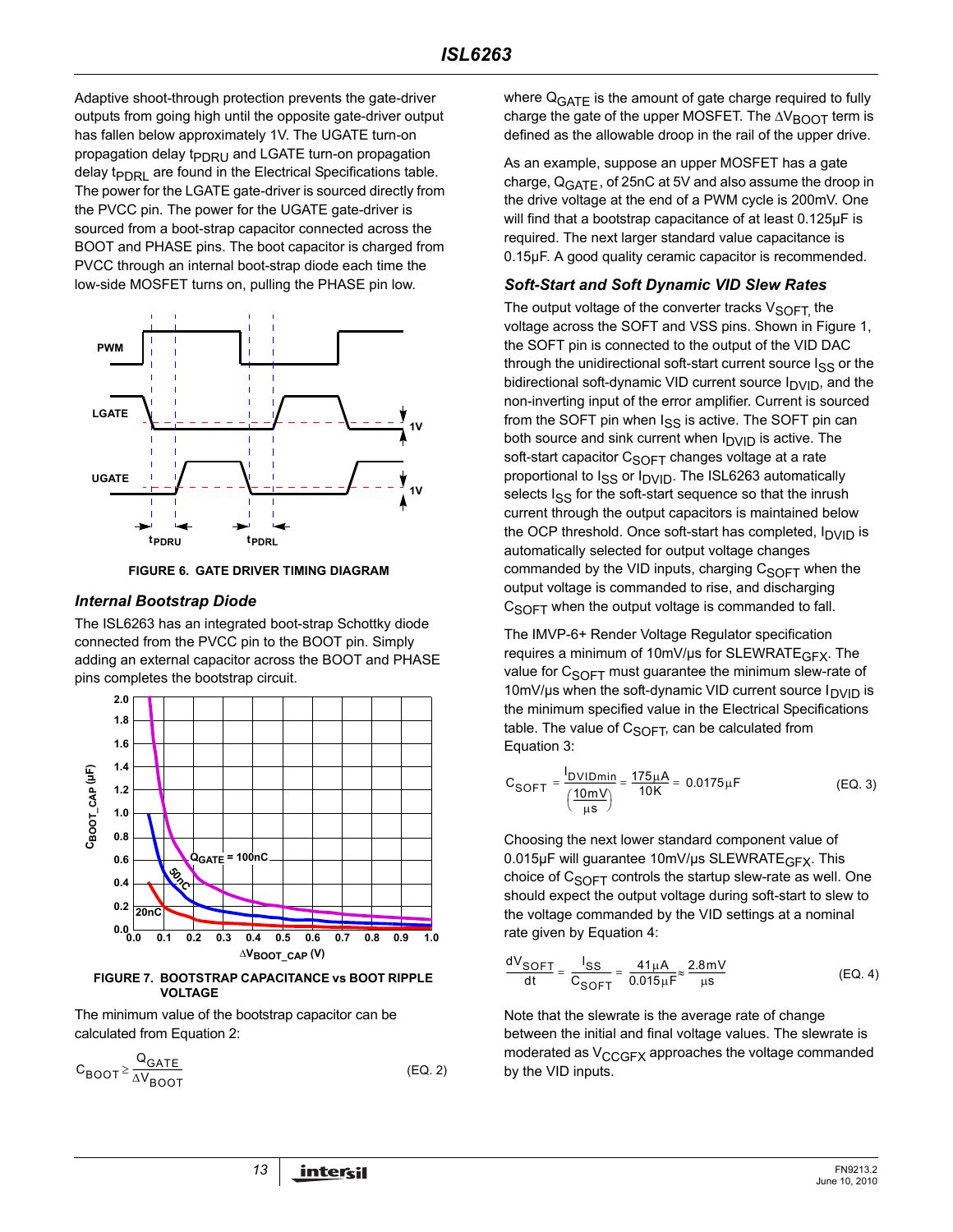Adaptive shoot-through protection prevents the gate-driver outputs from going high until the opposite gate-driver output has fallen below approximately 1V. The UGATE turn-on propagation delay $t_{PDRU}$ and LGATE turn-on propagation delay $t_{PDRL}$ are found in the Electrical Specifications table. The power for the LGATE gate-driver is sourced directly from the PVCC pin. The power for the UGATE gate-driver is sourced from a boot-strap capacitor connected across the BOOT and PHASE pins. The boot capacitor is charged from PVCC through an internal boot-strap diode each time the low-side MOSFET turns on, pulling the PHASE pin low.

**FIGURE 6. GATE DRIVER TIMING DIAGRAM**

### *Internal Bootstrap Diode*

The ISL6263 has an integrated boot-strap Schottky diode connected from the PVCC pin to the BOOT pin. Simply adding an external capacitor across the BOOT and PHASE pins completes the bootstrap circuit.

**FIGURE 7. BOOTSTRAP CAPACITANCE vs BOOT RIPPLE VOLTAGE**

The minimum value of the bootstrap capacitor can be calculated from Equation 2:

$$C_{BOOT} \geq \frac{Q_{GATE}}{\Delta V_{BOOT}} \qquad \text{(EQ. 2)}$$

where $Q_{GATE}$ is the amount of gate charge required to fully charge the gate of the upper MOSFET. The $\Delta V_{BOOT}$ term is defined as the allowable droop in the rail of the upper drive.

As an example, suppose an upper MOSFET has a gate charge, $Q_{GATE}$, of 25nC at 5V and also assume the droop in the drive voltage at the end of a PWM cycle is 200mV. One will find that a bootstrap capacitance of at least 0.125µF is required. The next larger standard value capacitance is 0.15µF. A good quality ceramic capacitor is recommended.

### *Soft-Start and Soft Dynamic VID Slew Rates*

The output voltage of the converter tracks $V_{SOFT}$, the voltage across the SOFT and VSS pins. Shown in Figure 1, the SOFT pin is connected to the output of the VID DAC through the unidirectional soft-start current source $I_{SS}$ or the bidirectional soft-dynamic VID current source $I_{DVID}$, and the non-inverting input of the error amplifier. Current is sourced from the SOFT pin when $I_{SS}$ is active. The SOFT pin can both source and sink current when $I_{DVID}$ is active. The soft-start capacitor $C_{SOFT}$ changes voltage at a rate proportional to $I_{SS}$ or $I_{DVID}$. The ISL6263 automatically selects $I_{SS}$ for the soft-start sequence so that the inrush current through the output capacitors is maintained below the OCP threshold. Once soft-start has completed, $I_{DVID}$ is automatically selected for output voltage changes commanded by the VID inputs, charging $C_{SOFT}$ when the output voltage is commanded to rise, and discharging $C_{SOFT}$ when the output voltage is commanded to fall.

The IMVP-6+ Render Voltage Regulator specification requires a minimum of 10mV/µs for $SLEWRATE_{GFX}$. The value for $C_{SOFT}$ must guarantee the minimum slew-rate of 10mV/µs when the soft-dynamic VID current source $I_{DVID}$ is the minimum specified value in the Electrical Specifications table. The value of $C_{SOFT}$, can be calculated from Equation 3:

$$C_{SOFT} = \frac{I_{DVIDmin}}{\left(\frac{10mV}{\mu s}\right)} = \frac{175\mu A}{10K} = 0.0175\mu F \qquad \text{(EQ. 3)}$$

Choosing the next lower standard component value of 0.015µF will guarantee 10mV/µs $SLEWRATE_{GFX}$. This choice of $C_{SOFT}$ controls the startup slew-rate as well. One should expect the output voltage during soft-start to slew to the voltage commanded by the VID settings at a nominal rate given by Equation 4:

$$\frac{dV_{SOFT}}{dt} = \frac{I_{SS}}{C_{SOFT}} = \frac{41\mu A}{0.015\mu F} \approx \frac{2.8mV}{\mu s} \qquad \text{(EQ. 4)}$$

Note that the slewrate is the average rate of change between the initial and final voltage values. The slewrate is moderated as $V_{CCGFX}$ approaches the voltage commanded by the VID inputs.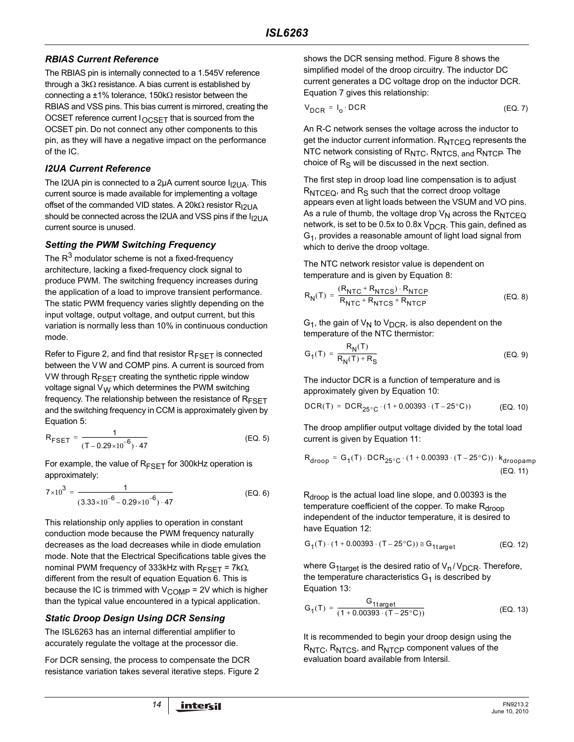### RBIAS Current Reference

The RBIAS pin is internally connected to a 1.545V reference through a 3kΩ resistance. A bias current is established by connecting a ±1% tolerance, 150kΩ resistor between the RBIAS and VSS pins. This bias current is mirrored, creating the OCSET reference current $I_{OCSET}$ that is sourced from the OCSET pin. Do not connect any other components to this pin, as they will have a negative impact on the performance of the IC.

### I2UA Current Reference

The I2UA pin is connected to a 2µA current source $I_{I2UA}$. This current source is made available for implementing a voltage offset of the commanded VID states. A 20kΩ resistor $R_{I2UA}$ should be connected across the I2UA and VSS pins if the $I_{I2UA}$ current source is unused.

### Setting the PWM Switching Frequency

The $R^3$ modulator scheme is not a fixed-frequency architecture, lacking a fixed-frequency clock signal to produce PWM. The switching frequency increases during the application of a load to improve transient performance. The static PWM frequency varies slightly depending on the input voltage, output voltage, and output current, but this variation is normally less than 10% in continuous conduction mode.

Refer to Figure 2, and find that resistor $R_{FSET}$ is connected between the VW and COMP pins. A current is sourced from VW through $R_{FSET}$ creating the synthetic ripple window voltage signal $V_W$ which determines the PWM switching frequency. The relationship between the resistance of $R_{FSET}$ and the switching frequency in CCM is approximately given by Equation 5:

$$R_{FSET} = \frac{1}{(T - 0.29 \times 10^{-6}) \cdot 47} \tag{EQ. 5}$$

For example, the value of $R_{FSET}$ for 300kHz operation is approximately:

$$7 \times 10^3 = \frac{1}{(3.33 \times 10^{-6} - 0.29 \times 10^{-6}) \cdot 47} \tag{EQ. 6}$$

This relationship only applies to operation in constant conduction mode because the PWM frequency naturally decreases as the load decreases while in diode emulation mode. Note that the Electrical Specifications table gives the nominal PWM frequency of 333kHz with $R_{FSET}$ = 7kΩ, different from the result of equation Equation 6. This is because the IC is trimmed with $V_{COMP}$ = 2V which is higher than the typical value encountered in a typical application.

### Static Droop Design Using DCR Sensing

The ISL6263 has an internal differential amplifier to accurately regulate the voltage at the processor die.

For DCR sensing, the process to compensate the DCR resistance variation takes several iterative steps. Figure 2 shows the DCR sensing method. Figure 8 shows the simplified model of the droop circuitry. The inductor DC current generates a DC voltage drop on the inductor DCR. Equation 7 gives this relationship:

$$V_{DCR} = I_o \cdot DCR \tag{EQ. 7}$$

An R-C network senses the voltage across the inductor to get the inductor current information. $R_{NTCEQ}$ represents the NTC network consisting of $R_{NTC}$, $R_{NTCS}$, and $R_{NTCP}$. The choice of $R_S$ will be discussed in the next section.

The first step in droop load line compensation is to adjust $R_{NTCEQ}$, and $R_S$ such that the correct droop voltage appears even at light loads between the VSUM and VO pins. As a rule of thumb, the voltage drop $V_N$ across the $R_{NTCEQ}$ network, is set to be 0.5x to 0.8x $V_{DCR}$. This gain, defined as $G_1$, provides a reasonable amount of light load signal from which to derive the droop voltage.

The NTC network resistor value is dependent on temperature and is given by Equation 8:

$$R_N(T) = \frac{(R_{NTC} + R_{NTCS}) \cdot R_{NTCP}}{R_{NTC} + R_{NTCS} + R_{NTCP}} \tag{EQ. 8}$$

$G_1$, the gain of $V_N$ to $V_{DCR}$, is also dependent on the temperature of the NTC thermistor:

$$G_1(T) = \frac{R_N(T)}{R_N(T) + R_S} \tag{EQ. 9}$$

The inductor DCR is a function of temperature and is approximately given by Equation 10:

$$DCR(T) = DCR_{25°C} \cdot (1 + 0.00393 \cdot (T - 25°C)) \tag{EQ. 10}$$

The droop amplifier output voltage divided by the total load current is given by Equation 11:

$$R_{droop} = G_1(T) \cdot DCR_{25°C} \cdot (1 + 0.00393 \cdot (T - 25°C)) \cdot k_{droopamp} \tag{EQ. 11}$$

$R_{droop}$ is the actual load line slope, and 0.00393 is the temperature coefficient of the copper. To make $R_{droop}$ independent of the inductor temperature, it is desired to have Equation 12:

$$G_1(T) \cdot (1 + 0.00393 \cdot (T - 25°C)) \cong G_{1target} \tag{EQ. 12}$$

where $G_{1target}$ is the desired ratio of $V_n / V_{DCR}$. Therefore, the temperature characteristics $G_1$ is described by Equation 13:

$$G_1(T) = \frac{G_{1target}}{(1 + 0.00393 \cdot (T - 25°C))} \tag{EQ. 13}$$

It is recommended to begin your droop design using the $R_{NTC}$, $R_{NTCS}$, and $R_{NTCP}$ component values of the evaluation board available from Intersil.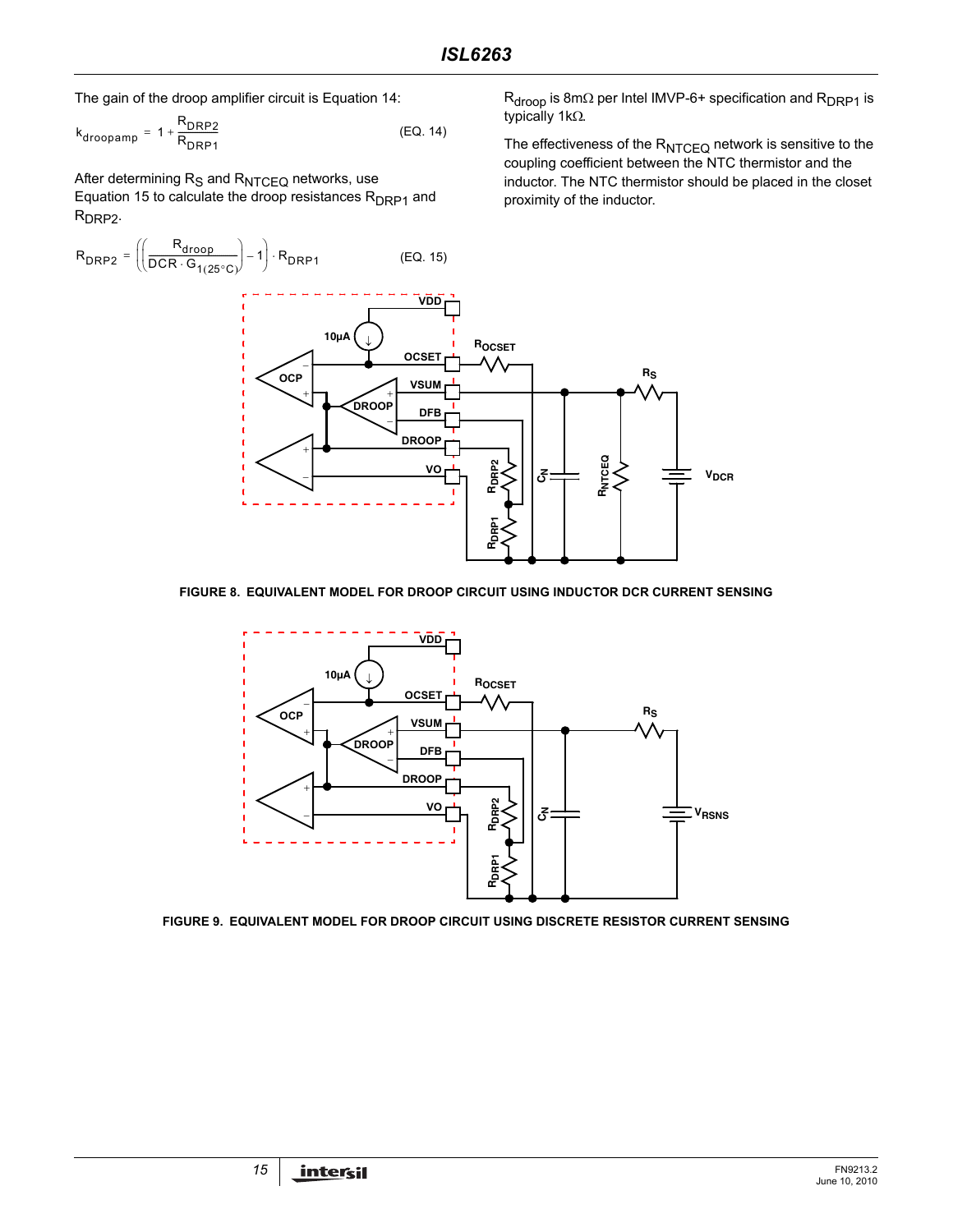The gain of the droop amplifier circuit is Equation 14:

$$k_{droopamp} = 1 + \frac{R_{DRP2}}{R_{DRP1}} \quad \text{(EQ. 14)}$$

After determining $R_S$ and $R_{NTCEQ}$ networks, use Equation 15 to calculate the droop resistances $R_{DRP1}$ and $R_{DRP2}$.

$$R_{DRP2} = \left(\left(\frac{R_{droop}}{DCR \cdot G_{1(25°C)}}\right) - 1\right) \cdot R_{DRP1} \quad \text{(EQ. 15)}$$

$R_{droop}$ is 8mΩ per Intel IMVP-6+ specification and $R_{DRP1}$ is typically 1kΩ.

The effectiveness of the $R_{NTCEQ}$ network is sensitive to the coupling coefficient between the NTC thermistor and the inductor. The NTC thermistor should be placed in the closet proximity of the inductor.

FIGURE 8. EQUIVALENT MODEL FOR DROOP CIRCUIT USING INDUCTOR DCR CURRENT SENSING

FIGURE 9. EQUIVALENT MODEL FOR DROOP CIRCUIT USING DISCRETE RESISTOR CURRENT SENSING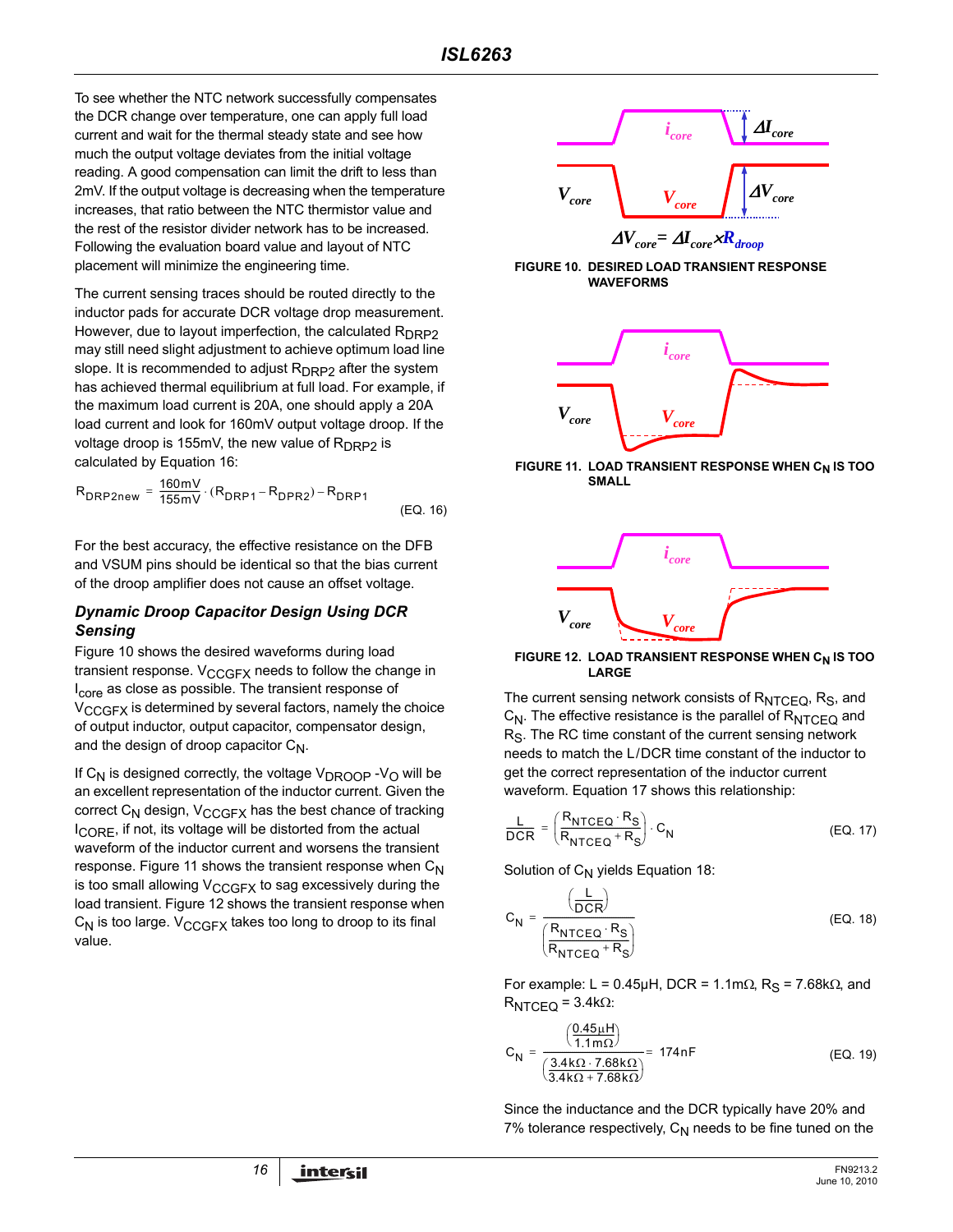To see whether the NTC network successfully compensates the DCR change over temperature, one can apply full load current and wait for the thermal steady state and see how much the output voltage deviates from the initial voltage reading. A good compensation can limit the drift to less than 2mV. If the output voltage is decreasing when the temperature increases, that ratio between the NTC thermistor value and the rest of the resistor divider network has to be increased. Following the evaluation board value and layout of NTC placement will minimize the engineering time.

The current sensing traces should be routed directly to the inductor pads for accurate DCR voltage drop measurement. However, due to layout imperfection, the calculated $R_{DRP2}$ may still need slight adjustment to achieve optimum load line slope. It is recommended to adjust $R_{DRP2}$ after the system has achieved thermal equilibrium at full load. For example, if the maximum load current is 20A, one should apply a 20A load current and look for 160mV output voltage droop. If the voltage droop is 155mV, the new value of $R_{DRP2}$ is calculated by Equation 16:

$$R_{DRP2new} = \frac{160mV}{155mV} \cdot (R_{DRP1} - R_{DPR2}) - R_{DRP1} \quad \text{(EQ. 16)}$$

For the best accuracy, the effective resistance on the DFB and VSUM pins should be identical so that the bias current of the droop amplifier does not cause an offset voltage.

### *Dynamic Droop Capacitor Design Using DCR Sensing*

Figure 10 shows the desired waveforms during load transient response. $V_{CCGFX}$ needs to follow the change in $I_{core}$ as close as possible. The transient response of $V_{CCGFX}$ is determined by several factors, namely the choice of output inductor, output capacitor, compensator design, and the design of droop capacitor $C_N$.

If $C_N$ is designed correctly, the voltage $V_{DROOP}$ -$V_O$ will be an excellent representation of the inductor current. Given the correct $C_N$ design, $V_{CCGFX}$ has the best chance of tracking $I_{CORE}$, if not, its voltage will be distorted from the actual waveform of the inductor current and worsens the transient response. Figure 11 shows the transient response when $C_N$ is too small allowing $V_{CCGFX}$ to sag excessively during the load transient. Figure 12 shows the transient response when $C_N$ is too large. $V_{CCGFX}$ takes too long to droop to its final value.

$$\Delta V_{core} = \Delta I_{core} \times R_{droop}$$

**FIGURE 10. DESIRED LOAD TRANSIENT RESPONSE WAVEFORMS**

**FIGURE 11. LOAD TRANSIENT RESPONSE WHEN $C_N$ IS TOO SMALL**

**FIGURE 12. LOAD TRANSIENT RESPONSE WHEN $C_N$ IS TOO LARGE**

The current sensing network consists of $R_{NTCEQ}$, $R_S$, and $C_N$. The effective resistance is the parallel of $R_{NTCEQ}$ and $R_S$. The RC time constant of the current sensing network needs to match the L/DCR time constant of the inductor to get the correct representation of the inductor current waveform. Equation 17 shows this relationship:

$$\frac{L}{DCR} = \left(\frac{R_{NTCEQ} \cdot R_S}{R_{NTCEQ} + R_S}\right) \cdot C_N \quad \text{(EQ. 17)}$$

Solution of $C_N$ yields Equation 18:

$$C_N = \frac{\left(\frac{L}{DCR}\right)}{\left(\frac{R_{NTCEQ} \cdot R_S}{R_{NTCEQ} + R_S}\right)} \quad \text{(EQ. 18)}$$

For example: L = 0.45µH, DCR = 1.1mΩ, $R_S$ = 7.68kΩ, and $R_{NTCEQ}$ = 3.4kΩ:

$$C_N = \frac{\left(\frac{0.45\mu H}{1.1m\Omega}\right)}{\left(\frac{3.4k\Omega \cdot 7.68k\Omega}{3.4k\Omega + 7.68k\Omega}\right)} = 174nF \quad \text{(EQ. 19)}$$

Since the inductance and the DCR typically have 20% and 7% tolerance respectively, $C_N$ needs to be fine tuned on the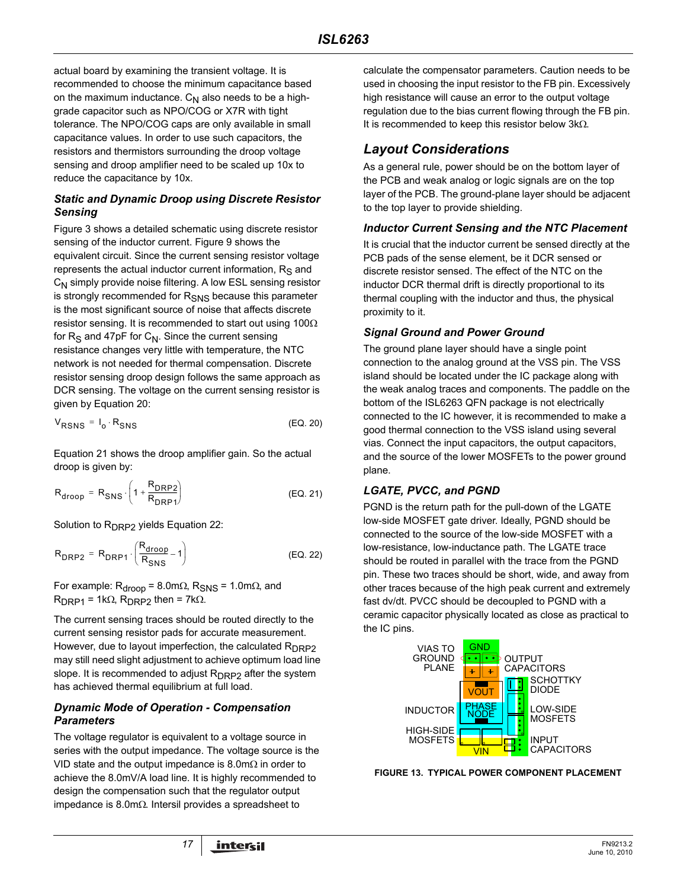actual board by examining the transient voltage. It is recommended to choose the minimum capacitance based on the maximum inductance. $C_N$ also needs to be a high-grade capacitor such as NPO/COG or X7R with tight tolerance. The NPO/COG caps are only available in small capacitance values. In order to use such capacitors, the resistors and thermistors surrounding the droop voltage sensing and droop amplifier need to be scaled up 10x to reduce the capacitance by 10x.

### *Static and Dynamic Droop using Discrete Resistor Sensing*

Figure 3 shows a detailed schematic using discrete resistor sensing of the inductor current. Figure 9 shows the equivalent circuit. Since the current sensing resistor voltage represents the actual inductor current information, $R_S$ and $C_N$ simply provide noise filtering. A low ESL sensing resistor is strongly recommended for $R_{SNS}$ because this parameter is the most significant source of noise that affects discrete resistor sensing. It is recommended to start out using 100Ω for $R_S$ and 47pF for $C_N$. Since the current sensing resistance changes very little with temperature, the NTC network is not needed for thermal compensation. Discrete resistor sensing droop design follows the same approach as DCR sensing. The voltage on the current sensing resistor is given by Equation 20:

$$V_{RSNS} = I_o \cdot R_{SNS} \quad \text{(EQ. 20)}$$

Equation 21 shows the droop amplifier gain. So the actual droop is given by:

$$R_{droop} = R_{SNS} \cdot \left(1 + \frac{R_{DRP2}}{R_{DRP1}}\right) \quad \text{(EQ. 21)}$$

Solution to $R_{DRP2}$ yields Equation 22:

$$R_{DRP2} = R_{DRP1} \cdot \left(\frac{R_{droop}}{R_{SNS}} - 1\right) \quad \text{(EQ. 22)}$$

For example: $R_{droop}$ = 8.0mΩ, $R_{SNS}$ = 1.0mΩ, and $R_{DRP1}$ = 1kΩ, $R_{DRP2}$ then = 7kΩ.

The current sensing traces should be routed directly to the current sensing resistor pads for accurate measurement. However, due to layout imperfection, the calculated $R_{DRP2}$ may still need slight adjustment to achieve optimum load line slope. It is recommended to adjust $R_{DRP2}$ after the system has achieved thermal equilibrium at full load.

### *Dynamic Mode of Operation - Compensation Parameters*

The voltage regulator is equivalent to a voltage source in series with the output impedance. The voltage source is the VID state and the output impedance is 8.0mΩ in order to achieve the 8.0mV/A load line. It is highly recommended to design the compensation such that the regulator output impedance is 8.0mΩ. Intersil provides a spreadsheet to calculate the compensator parameters. Caution needs to be used in choosing the input resistor to the FB pin. Excessively high resistance will cause an error to the output voltage regulation due to the bias current flowing through the FB pin. It is recommended to keep this resistor below 3kΩ.

## *Layout Considerations*

As a general rule, power should be on the bottom layer of the PCB and weak analog or logic signals are on the top layer of the PCB. The ground-plane layer should be adjacent to the top layer to provide shielding.

### *Inductor Current Sensing and the NTC Placement*

It is crucial that the inductor current be sensed directly at the PCB pads of the sense element, be it DCR sensed or discrete resistor sensed. The effect of the NTC on the inductor DCR thermal drift is directly proportional to its thermal coupling with the inductor and thus, the physical proximity to it.

### *Signal Ground and Power Ground*

The ground plane layer should have a single point connection to the analog ground at the VSS pin. The VSS island should be located under the IC package along with the weak analog traces and components. The paddle on the bottom of the ISL6263 QFN package is not electrically connected to the IC however, it is recommended to make a good thermal connection to the VSS island using several vias. Connect the input capacitors, the output capacitors, and the source of the lower MOSFETs to the power ground plane.

### *LGATE, PVCC, and PGND*

PGND is the return path for the pull-down of the LGATE low-side MOSFET gate driver. Ideally, PGND should be connected to the source of the low-side MOSFET with a low-resistance, low-inductance path. The LGATE trace should be routed in parallel with the trace from the PGND pin. These two traces should be short, wide, and away from other traces because of the high peak current and extremely fast dv/dt. PVCC should be decoupled to PGND with a ceramic capacitor physically located as close as practical to the IC pins.

FIGURE 13. TYPICAL POWER COMPONENT PLACEMENT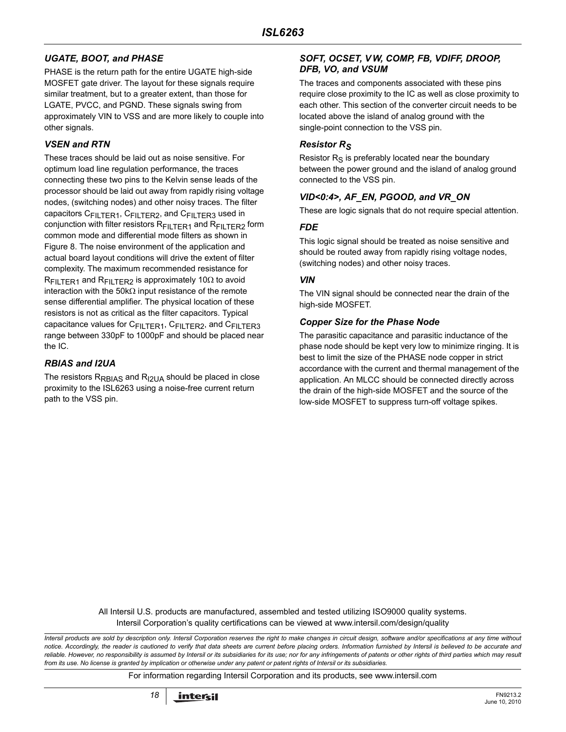### UGATE, BOOT, and PHASE

PHASE is the return path for the entire UGATE high-side MOSFET gate driver. The layout for these signals require similar treatment, but to a greater extent, than those for LGATE, PVCC, and PGND. These signals swing from approximately VIN to VSS and are more likely to couple into other signals.

### VSEN and RTN

These traces should be laid out as noise sensitive. For optimum load line regulation performance, the traces connecting these two pins to the Kelvin sense leads of the processor should be laid out away from rapidly rising voltage nodes, (switching nodes) and other noisy traces. The filter capacitors $C_{FILTER1}$, $C_{FILTER2}$, and $C_{FILTER3}$ used in conjunction with filter resistors $R_{FILTER1}$ and $R_{FILTER2}$ form common mode and differential mode filters as shown in Figure 8. The noise environment of the application and actual board layout conditions will drive the extent of filter complexity. The maximum recommended resistance for $R_{FILTER1}$ and $R_{FILTER2}$ is approximately 10Ω to avoid interaction with the 50kΩ input resistance of the remote sense differential amplifier. The physical location of these resistors is not as critical as the filter capacitors. Typical capacitance values for $C_{FILTER1}$, $C_{FILTER2}$, and $C_{FILTER3}$ range between 330pF to 1000pF and should be placed near the IC.

### RBIAS and I2UA

The resistors $R_{RBIAS}$ and $R_{I2UA}$ should be placed in close proximity to the ISL6263 using a noise-free current return path to the VSS pin.

### SOFT, OCSET, VW, COMP, FB, VDIFF, DROOP, DFB, VO, and VSUM

The traces and components associated with these pins require close proximity to the IC as well as close proximity to each other. This section of the converter circuit needs to be located above the island of analog ground with the single-point connection to the VSS pin.

### Resistor $R_S$

Resistor $R_S$ is preferably located near the boundary between the power ground and the island of analog ground connected to the VSS pin.

### VID<0:4>, AF_EN, PGOOD, and VR_ON

These are logic signals that do not require special attention.

### FDE

This logic signal should be treated as noise sensitive and should be routed away from rapidly rising voltage nodes, (switching nodes) and other noisy traces.

### VIN

The VIN signal should be connected near the drain of the high-side MOSFET.

### Copper Size for the Phase Node

The parasitic capacitance and parasitic inductance of the phase node should be kept very low to minimize ringing. It is best to limit the size of the PHASE node copper in strict accordance with the current and thermal management of the application. An MLCC should be connected directly across the drain of the high-side MOSFET and the source of the low-side MOSFET to suppress turn-off voltage spikes.

All Intersil U.S. products are manufactured, assembled and tested utilizing ISO9000 quality systems.
Intersil Corporation's quality certifications can be viewed at www.intersil.com/design/quality

*Intersil products are sold by description only. Intersil Corporation reserves the right to make changes in circuit design, software and/or specifications at any time without notice. Accordingly, the reader is cautioned to verify that data sheets are current before placing orders. Information furnished by Intersil is believed to be accurate and reliable. However, no responsibility is assumed by Intersil or its subsidiaries for its use; nor for any infringements of patents or other rights of third parties which may result from its use. No license is granted by implication or otherwise under any patent or patent rights of Intersil or its subsidiaries.*

For information regarding Intersil Corporation and its products, see www.intersil.com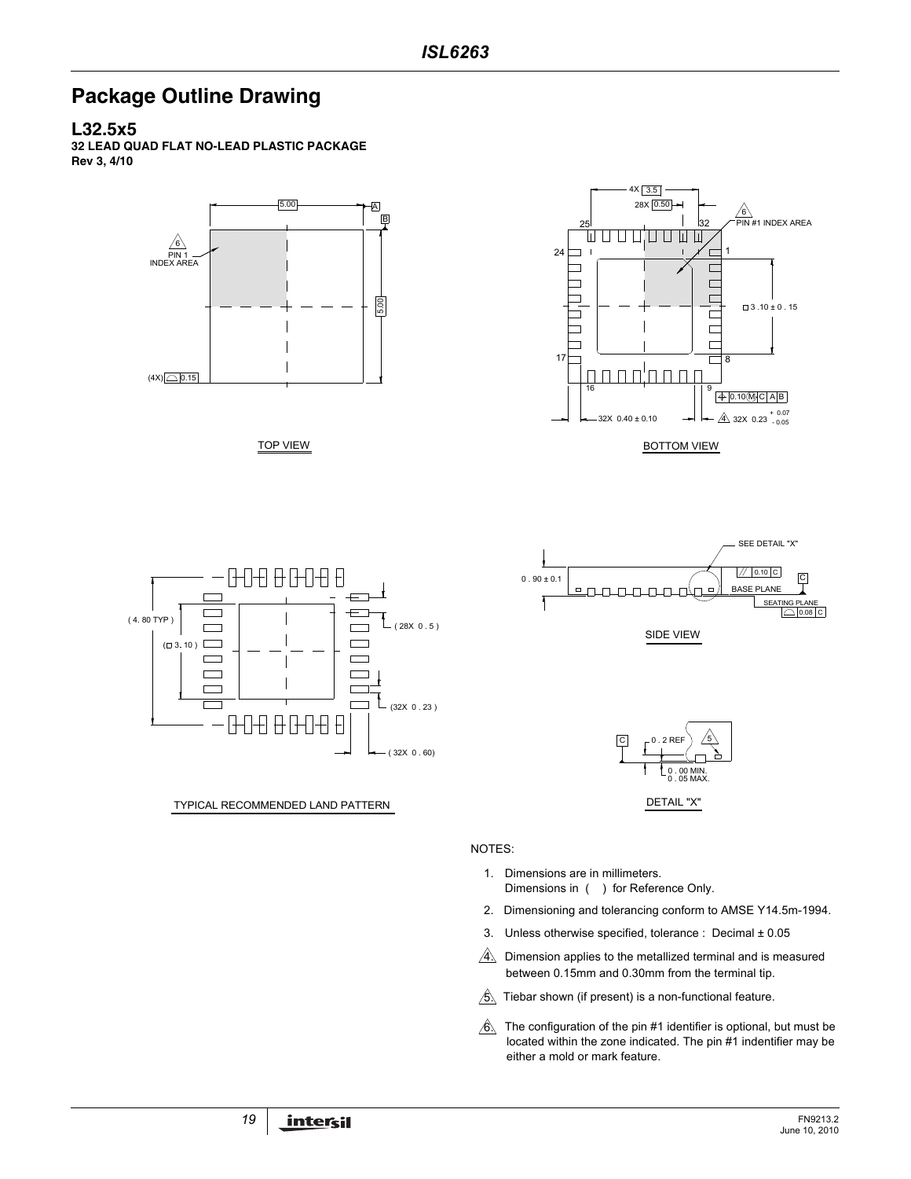## Package Outline Drawing

### L32.5x5

**32 LEAD QUAD FLAT NO-LEAD PLASTIC PACKAGE**
**Rev 3, 4/10**

5.00
A
B
6
PIN 1
INDEX AREA
5.00
(4X) 0.15

TOP VIEW

4X 3.5
28X 0.50
25
32
6
PIN #1 INDEX AREA
24
1
3 .10 ± 0 . 15
17
8
16
9
0.10 M C A B
32X 0.40 ± 0.10
4 32X 0.23 + 0.07 - 0.05

BOTTOM VIEW

( 4. 80 TYP )
( 3. 10 )
( 28X 0 . 5 )
(32X 0 . 23 )
( 32X 0 . 60)

TYPICAL RECOMMENDED LAND PATTERN

SEE DETAIL "X"
0 . 90 ± 0.1
0.10 C
C
BASE PLANE
SEATING PLANE
0.08 C

SIDE VIEW

C
0 . 2 REF
5
0 . 00 MIN.
0 . 05 MAX.

DETAIL "X"

NOTES:

1. Dimensions are in millimeters.
   Dimensions in ( ) for Reference Only.
2. Dimensioning and tolerancing conform to AMSE Y14.5m-1994.
3. Unless otherwise specified, tolerance : Decimal ± 0.05
4. Dimension applies to the metallized terminal and is measured between 0.15mm and 0.30mm from the terminal tip.
5. Tiebar shown (if present) is a non-functional feature.
6. The configuration of the pin #1 identifier is optional, but must be located within the zone indicated. The pin #1 indentifier may be either a mold or mark feature.